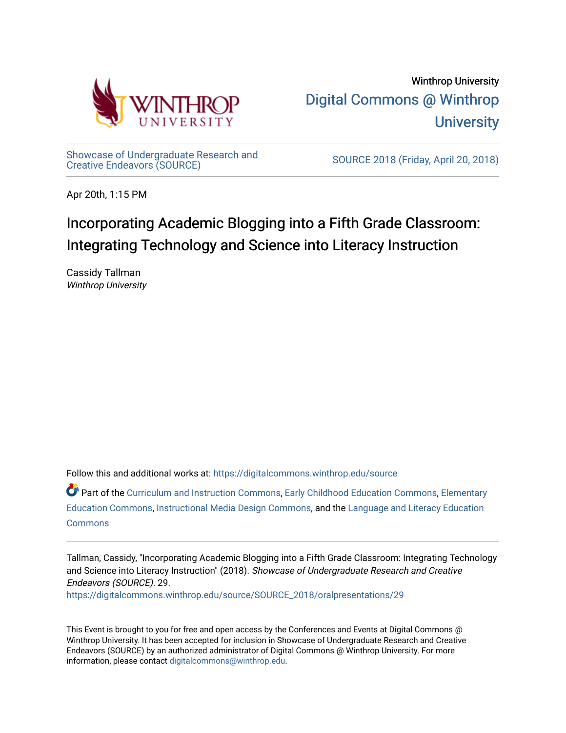Winthrop University

Digital Commons @ Winthrop University

Showcase of Undergraduate Research and Creative Endeavors (SOURCE)

SOURCE 2018 (Friday, April 20, 2018)

Apr 20th, 1:15 PM

# Incorporating Academic Blogging into a Fifth Grade Classroom: Integrating Technology and Science into Literacy Instruction

Cassidy Tallman
*Winthrop University*

Follow this and additional works at: https://digitalcommons.winthrop.edu/source

Part of the Curriculum and Instruction Commons, Early Childhood Education Commons, Elementary Education Commons, Instructional Media Design Commons, and the Language and Literacy Education Commons

Tallman, Cassidy, "Incorporating Academic Blogging into a Fifth Grade Classroom: Integrating Technology and Science into Literacy Instruction" (2018). *Showcase of Undergraduate Research and Creative Endeavors (SOURCE)*. 29.
https://digitalcommons.winthrop.edu/source/SOURCE_2018/oralpresentations/29

This Event is brought to you for free and open access by the Conferences and Events at Digital Commons @ Winthrop University. It has been accepted for inclusion in Showcase of Undergraduate Research and Creative Endeavors (SOURCE) by an authorized administrator of Digital Commons @ Winthrop University. For more information, please contact digitalcommons@winthrop.edu.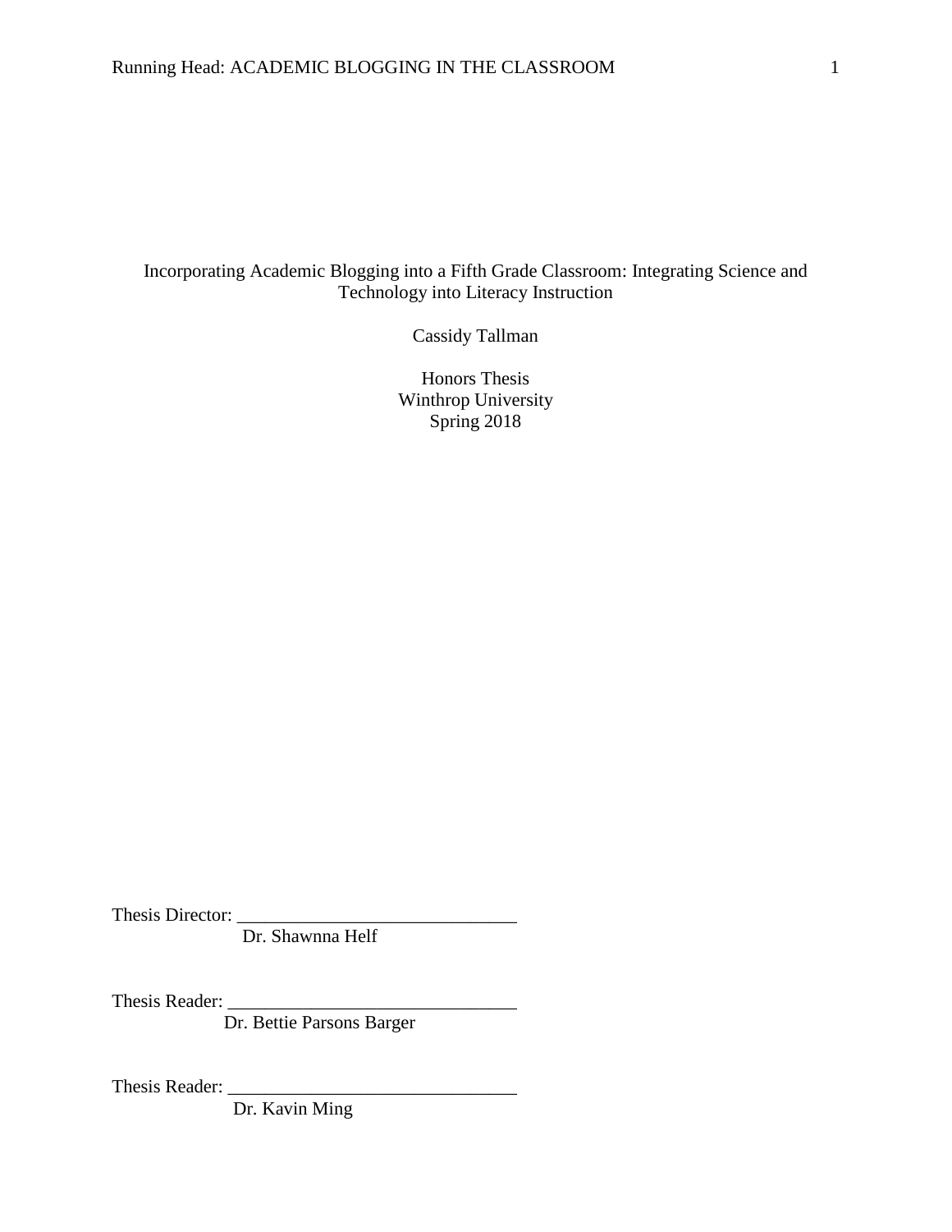# Incorporating Academic Blogging into a Fifth Grade Classroom: Integrating Science and Technology into Literacy Instruction

Cassidy Tallman

Honors Thesis
Winthrop University
Spring 2018

Thesis Director: ______________________________
Dr. Shawnna Helf

Thesis Reader: ______________________________
Dr. Bettie Parsons Barger

Thesis Reader: ______________________________
Dr. Kavin Ming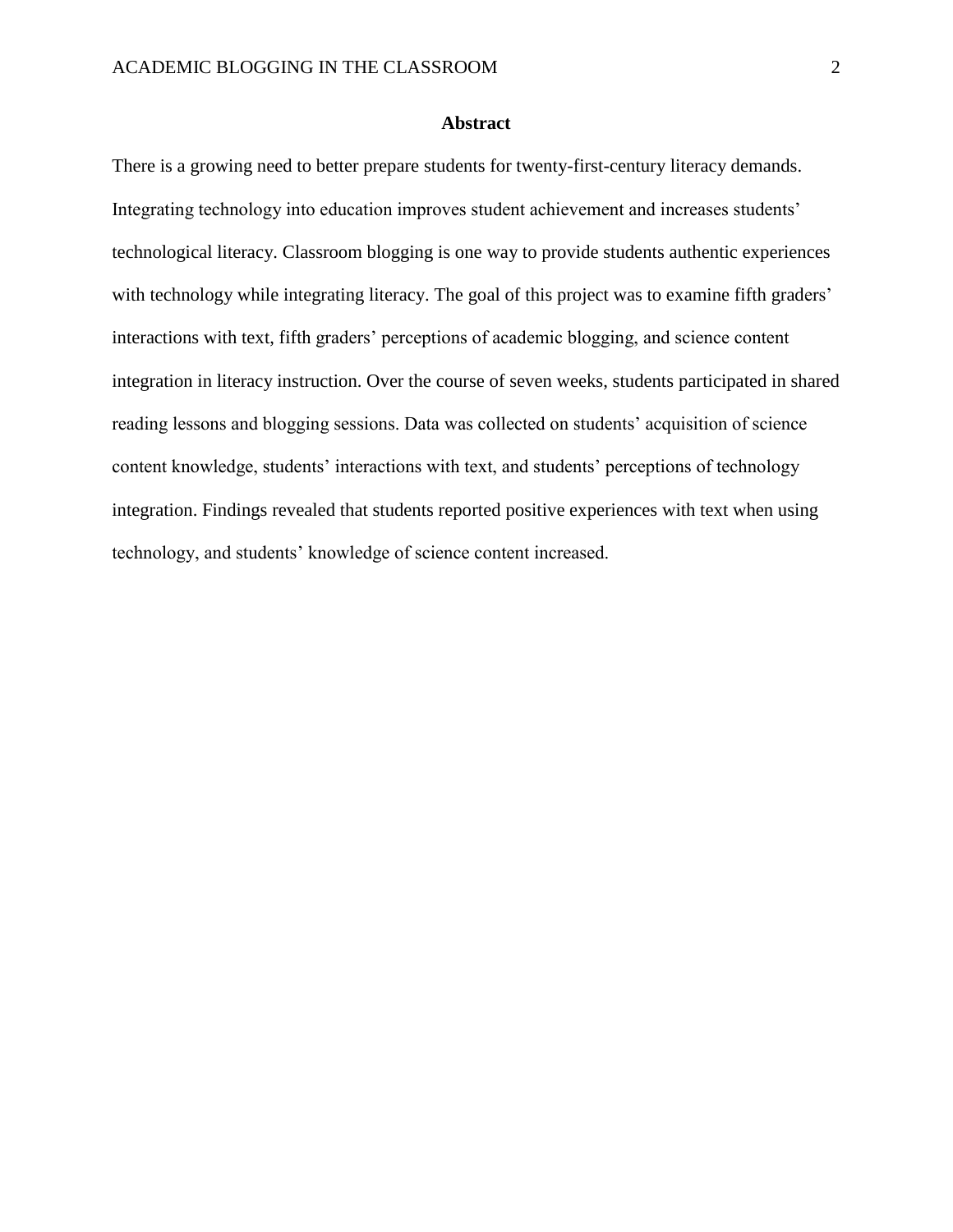## Abstract

There is a growing need to better prepare students for twenty-first-century literacy demands. Integrating technology into education improves student achievement and increases students' technological literacy. Classroom blogging is one way to provide students authentic experiences with technology while integrating literacy. The goal of this project was to examine fifth graders' interactions with text, fifth graders' perceptions of academic blogging, and science content integration in literacy instruction. Over the course of seven weeks, students participated in shared reading lessons and blogging sessions. Data was collected on students' acquisition of science content knowledge, students' interactions with text, and students' perceptions of technology integration. Findings revealed that students reported positive experiences with text when using technology, and students' knowledge of science content increased.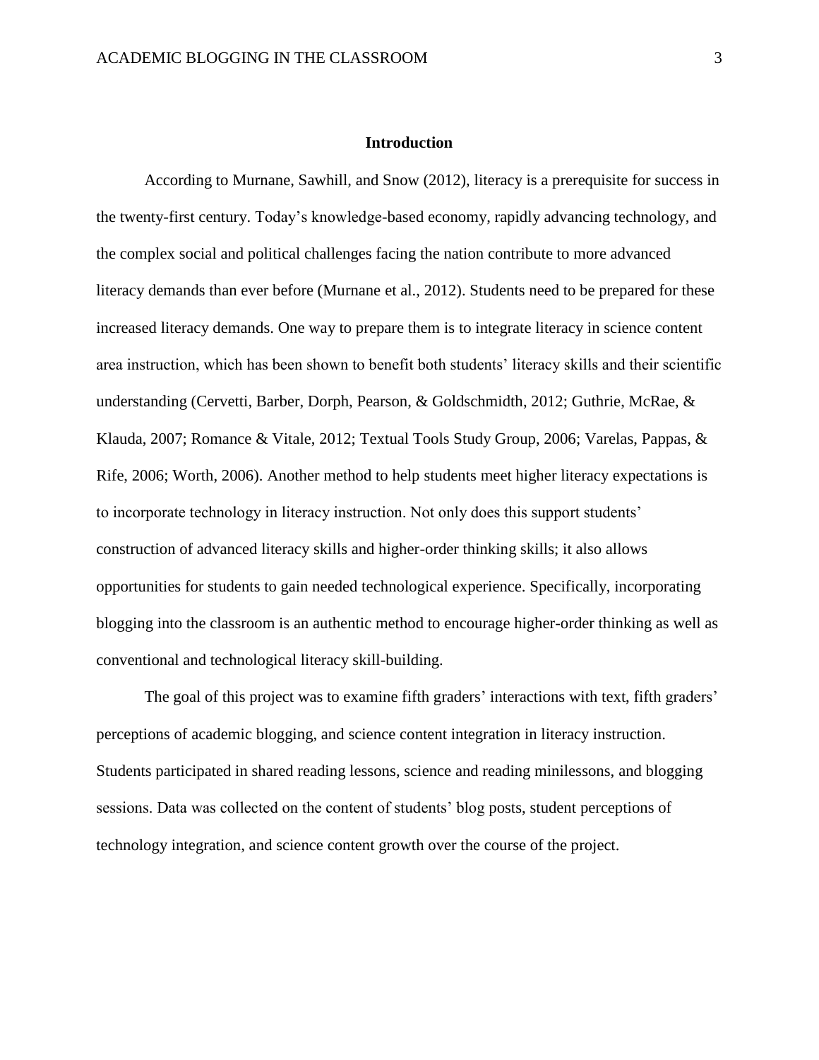## Introduction

According to Murnane, Sawhill, and Snow (2012), literacy is a prerequisite for success in the twenty-first century. Today's knowledge-based economy, rapidly advancing technology, and the complex social and political challenges facing the nation contribute to more advanced literacy demands than ever before (Murnane et al., 2012). Students need to be prepared for these increased literacy demands. One way to prepare them is to integrate literacy in science content area instruction, which has been shown to benefit both students' literacy skills and their scientific understanding (Cervetti, Barber, Dorph, Pearson, & Goldschmidth, 2012; Guthrie, McRae, & Klauda, 2007; Romance & Vitale, 2012; Textual Tools Study Group, 2006; Varelas, Pappas, & Rife, 2006; Worth, 2006). Another method to help students meet higher literacy expectations is to incorporate technology in literacy instruction. Not only does this support students' construction of advanced literacy skills and higher-order thinking skills; it also allows opportunities for students to gain needed technological experience. Specifically, incorporating blogging into the classroom is an authentic method to encourage higher-order thinking as well as conventional and technological literacy skill-building.

The goal of this project was to examine fifth graders' interactions with text, fifth graders' perceptions of academic blogging, and science content integration in literacy instruction. Students participated in shared reading lessons, science and reading minilessons, and blogging sessions. Data was collected on the content of students' blog posts, student perceptions of technology integration, and science content growth over the course of the project.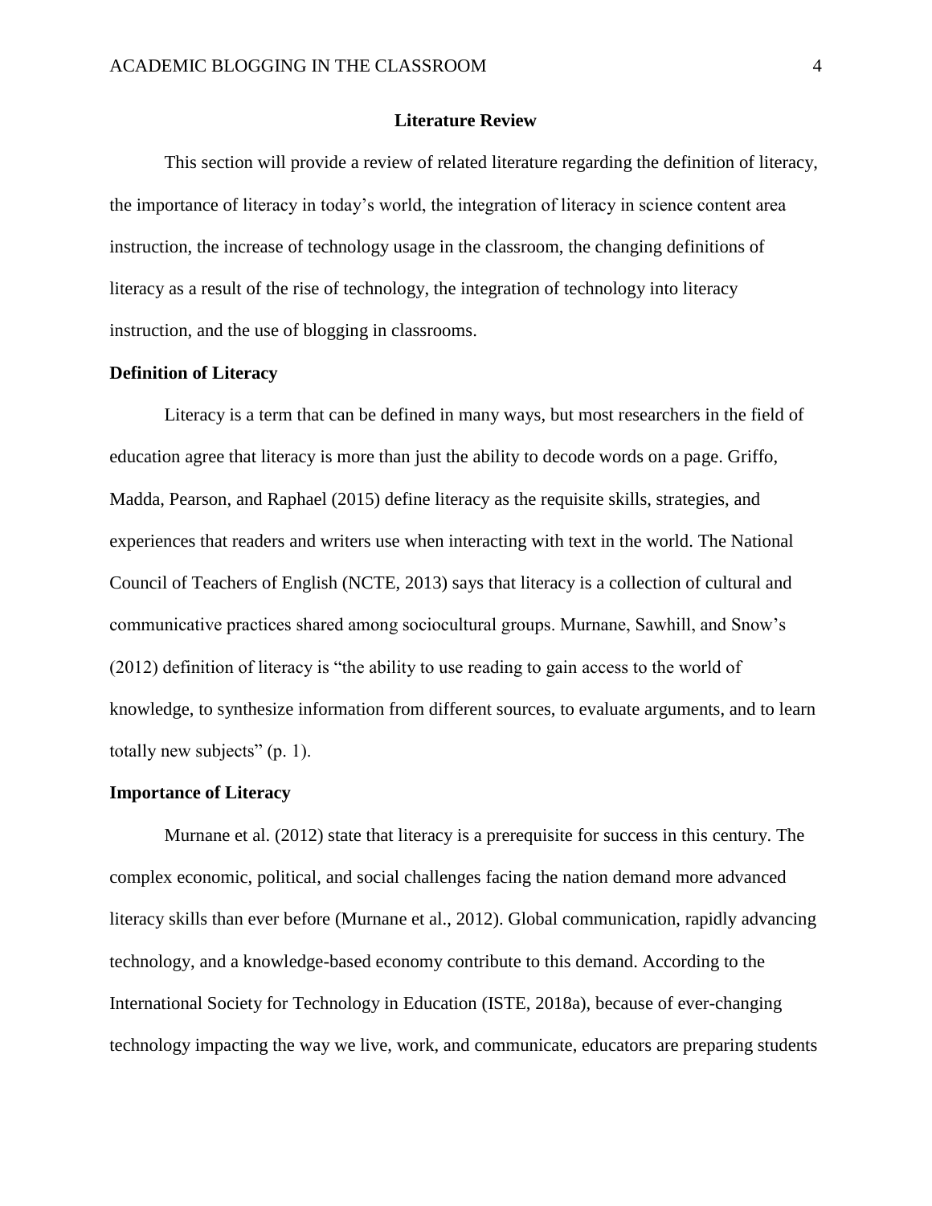## Literature Review

This section will provide a review of related literature regarding the definition of literacy, the importance of literacy in today's world, the integration of literacy in science content area instruction, the increase of technology usage in the classroom, the changing definitions of literacy as a result of the rise of technology, the integration of technology into literacy instruction, and the use of blogging in classrooms.

### Definition of Literacy

Literacy is a term that can be defined in many ways, but most researchers in the field of education agree that literacy is more than just the ability to decode words on a page. Griffo, Madda, Pearson, and Raphael (2015) define literacy as the requisite skills, strategies, and experiences that readers and writers use when interacting with text in the world. The National Council of Teachers of English (NCTE, 2013) says that literacy is a collection of cultural and communicative practices shared among sociocultural groups. Murnane, Sawhill, and Snow's (2012) definition of literacy is "the ability to use reading to gain access to the world of knowledge, to synthesize information from different sources, to evaluate arguments, and to learn totally new subjects" (p. 1).

### Importance of Literacy

Murnane et al. (2012) state that literacy is a prerequisite for success in this century. The complex economic, political, and social challenges facing the nation demand more advanced literacy skills than ever before (Murnane et al., 2012). Global communication, rapidly advancing technology, and a knowledge-based economy contribute to this demand. According to the International Society for Technology in Education (ISTE, 2018a), because of ever-changing technology impacting the way we live, work, and communicate, educators are preparing students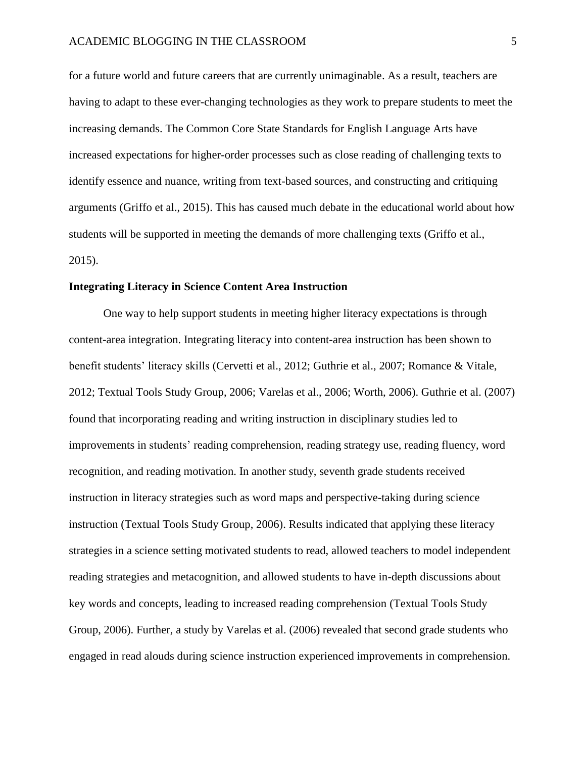for a future world and future careers that are currently unimaginable. As a result, teachers are having to adapt to these ever-changing technologies as they work to prepare students to meet the increasing demands. The Common Core State Standards for English Language Arts have increased expectations for higher-order processes such as close reading of challenging texts to identify essence and nuance, writing from text-based sources, and constructing and critiquing arguments (Griffo et al., 2015). This has caused much debate in the educational world about how students will be supported in meeting the demands of more challenging texts (Griffo et al., 2015).

## Integrating Literacy in Science Content Area Instruction

One way to help support students in meeting higher literacy expectations is through content-area integration. Integrating literacy into content-area instruction has been shown to benefit students' literacy skills (Cervetti et al., 2012; Guthrie et al., 2007; Romance & Vitale, 2012; Textual Tools Study Group, 2006; Varelas et al., 2006; Worth, 2006). Guthrie et al. (2007) found that incorporating reading and writing instruction in disciplinary studies led to improvements in students' reading comprehension, reading strategy use, reading fluency, word recognition, and reading motivation. In another study, seventh grade students received instruction in literacy strategies such as word maps and perspective-taking during science instruction (Textual Tools Study Group, 2006). Results indicated that applying these literacy strategies in a science setting motivated students to read, allowed teachers to model independent reading strategies and metacognition, and allowed students to have in-depth discussions about key words and concepts, leading to increased reading comprehension (Textual Tools Study Group, 2006). Further, a study by Varelas et al. (2006) revealed that second grade students who engaged in read alouds during science instruction experienced improvements in comprehension.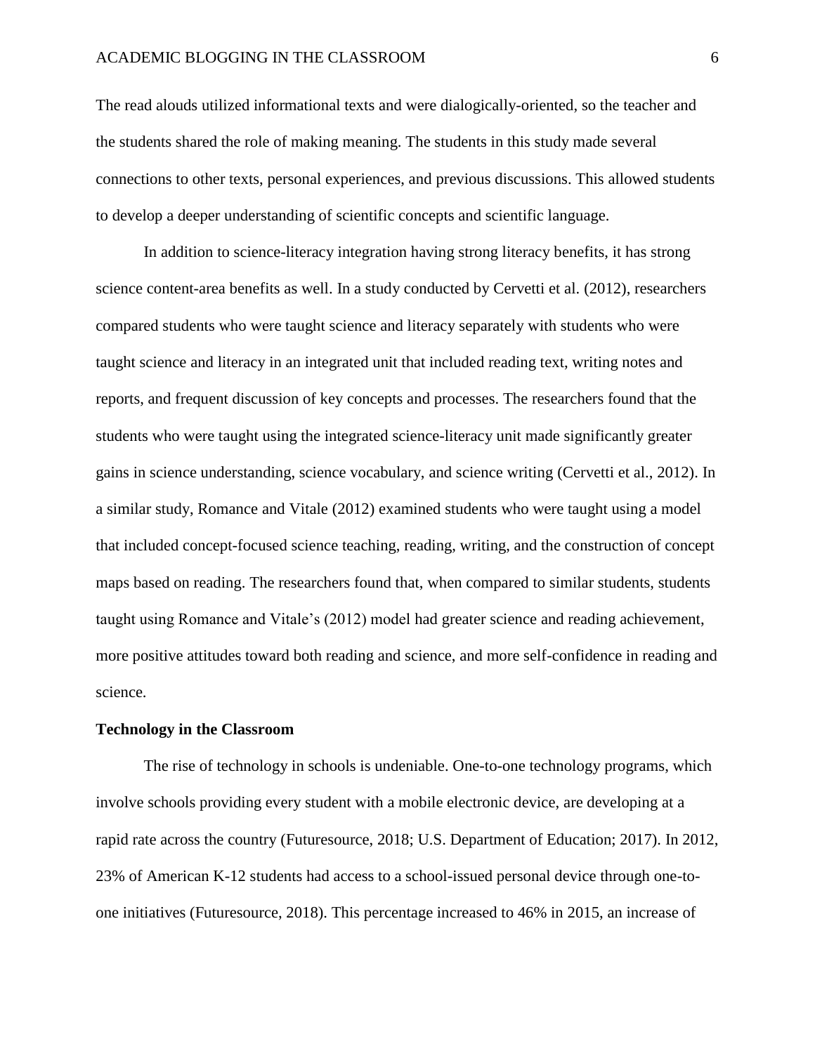The read alouds utilized informational texts and were dialogically-oriented, so the teacher and the students shared the role of making meaning. The students in this study made several connections to other texts, personal experiences, and previous discussions. This allowed students to develop a deeper understanding of scientific concepts and scientific language.

In addition to science-literacy integration having strong literacy benefits, it has strong science content-area benefits as well. In a study conducted by Cervetti et al. (2012), researchers compared students who were taught science and literacy separately with students who were taught science and literacy in an integrated unit that included reading text, writing notes and reports, and frequent discussion of key concepts and processes. The researchers found that the students who were taught using the integrated science-literacy unit made significantly greater gains in science understanding, science vocabulary, and science writing (Cervetti et al., 2012). In a similar study, Romance and Vitale (2012) examined students who were taught using a model that included concept-focused science teaching, reading, writing, and the construction of concept maps based on reading. The researchers found that, when compared to similar students, students taught using Romance and Vitale's (2012) model had greater science and reading achievement, more positive attitudes toward both reading and science, and more self-confidence in reading and science.

**Technology in the Classroom**

The rise of technology in schools is undeniable. One-to-one technology programs, which involve schools providing every student with a mobile electronic device, are developing at a rapid rate across the country (Futuresource, 2018; U.S. Department of Education; 2017). In 2012, 23% of American K-12 students had access to a school-issued personal device through one-to-one initiatives (Futuresource, 2018). This percentage increased to 46% in 2015, an increase of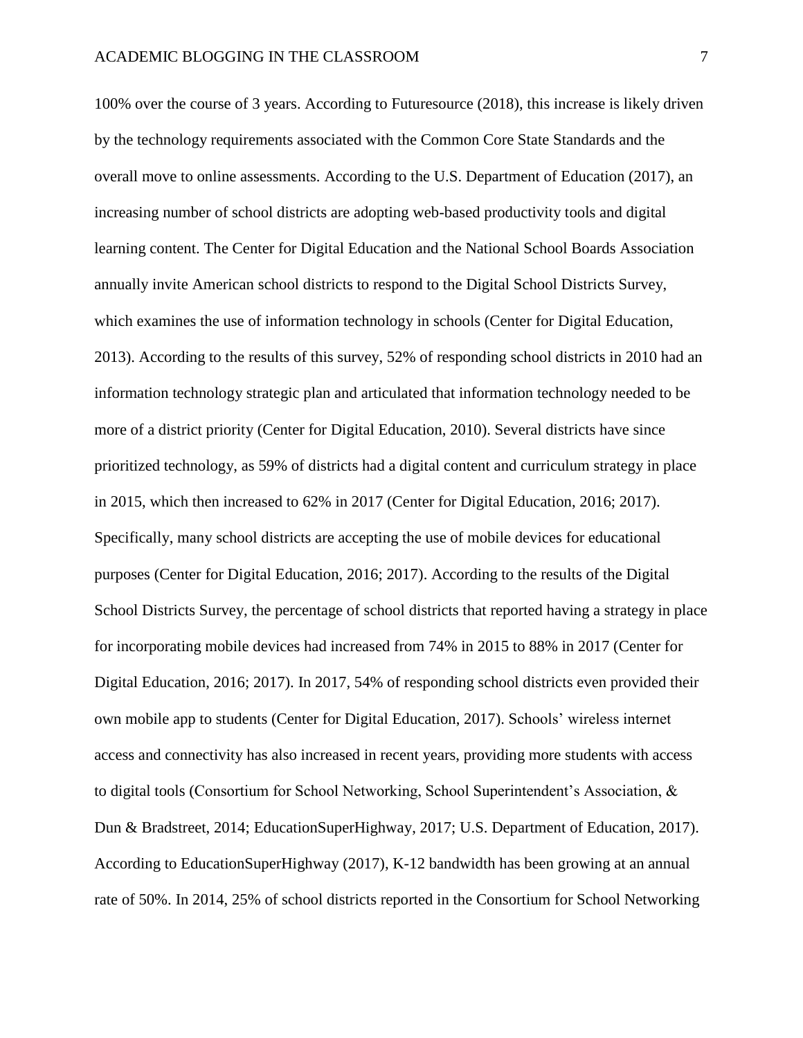100% over the course of 3 years. According to Futuresource (2018), this increase is likely driven by the technology requirements associated with the Common Core State Standards and the overall move to online assessments. According to the U.S. Department of Education (2017), an increasing number of school districts are adopting web-based productivity tools and digital learning content. The Center for Digital Education and the National School Boards Association annually invite American school districts to respond to the Digital School Districts Survey, which examines the use of information technology in schools (Center for Digital Education, 2013). According to the results of this survey, 52% of responding school districts in 2010 had an information technology strategic plan and articulated that information technology needed to be more of a district priority (Center for Digital Education, 2010). Several districts have since prioritized technology, as 59% of districts had a digital content and curriculum strategy in place in 2015, which then increased to 62% in 2017 (Center for Digital Education, 2016; 2017). Specifically, many school districts are accepting the use of mobile devices for educational purposes (Center for Digital Education, 2016; 2017). According to the results of the Digital School Districts Survey, the percentage of school districts that reported having a strategy in place for incorporating mobile devices had increased from 74% in 2015 to 88% in 2017 (Center for Digital Education, 2016; 2017). In 2017, 54% of responding school districts even provided their own mobile app to students (Center for Digital Education, 2017). Schools' wireless internet access and connectivity has also increased in recent years, providing more students with access to digital tools (Consortium for School Networking, School Superintendent's Association, & Dun & Bradstreet, 2014; EducationSuperHighway, 2017; U.S. Department of Education, 2017). According to EducationSuperHighway (2017), K-12 bandwidth has been growing at an annual rate of 50%. In 2014, 25% of school districts reported in the Consortium for School Networking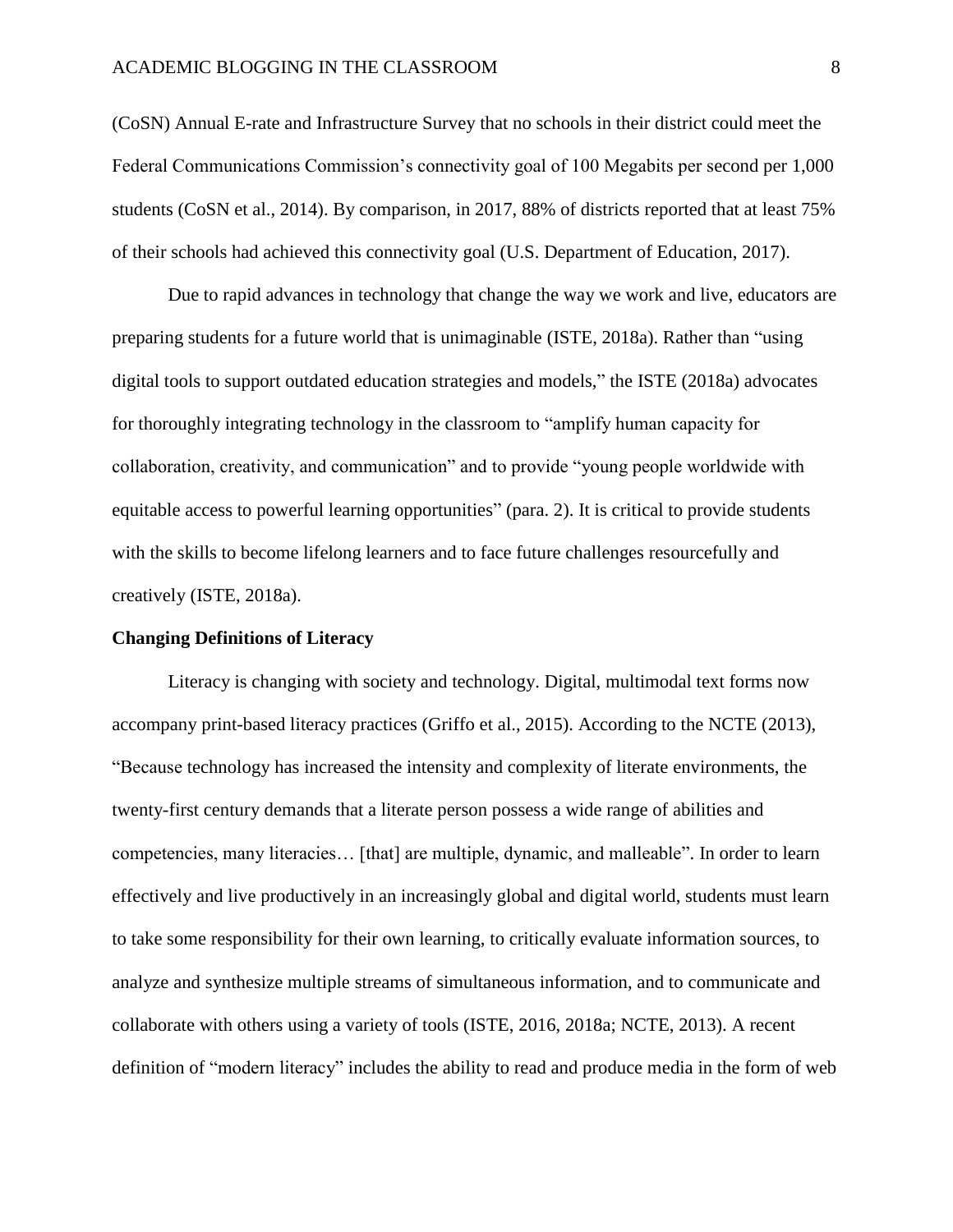(CoSN) Annual E-rate and Infrastructure Survey that no schools in their district could meet the Federal Communications Commission's connectivity goal of 100 Megabits per second per 1,000 students (CoSN et al., 2014). By comparison, in 2017, 88% of districts reported that at least 75% of their schools had achieved this connectivity goal (U.S. Department of Education, 2017).

Due to rapid advances in technology that change the way we work and live, educators are preparing students for a future world that is unimaginable (ISTE, 2018a). Rather than "using digital tools to support outdated education strategies and models," the ISTE (2018a) advocates for thoroughly integrating technology in the classroom to "amplify human capacity for collaboration, creativity, and communication" and to provide "young people worldwide with equitable access to powerful learning opportunities" (para. 2). It is critical to provide students with the skills to become lifelong learners and to face future challenges resourcefully and creatively (ISTE, 2018a).

**Changing Definitions of Literacy**

Literacy is changing with society and technology. Digital, multimodal text forms now accompany print-based literacy practices (Griffo et al., 2015). According to the NCTE (2013), "Because technology has increased the intensity and complexity of literate environments, the twenty-first century demands that a literate person possess a wide range of abilities and competencies, many literacies… [that] are multiple, dynamic, and malleable". In order to learn effectively and live productively in an increasingly global and digital world, students must learn to take some responsibility for their own learning, to critically evaluate information sources, to analyze and synthesize multiple streams of simultaneous information, and to communicate and collaborate with others using a variety of tools (ISTE, 2016, 2018a; NCTE, 2013). A recent definition of "modern literacy" includes the ability to read and produce media in the form of web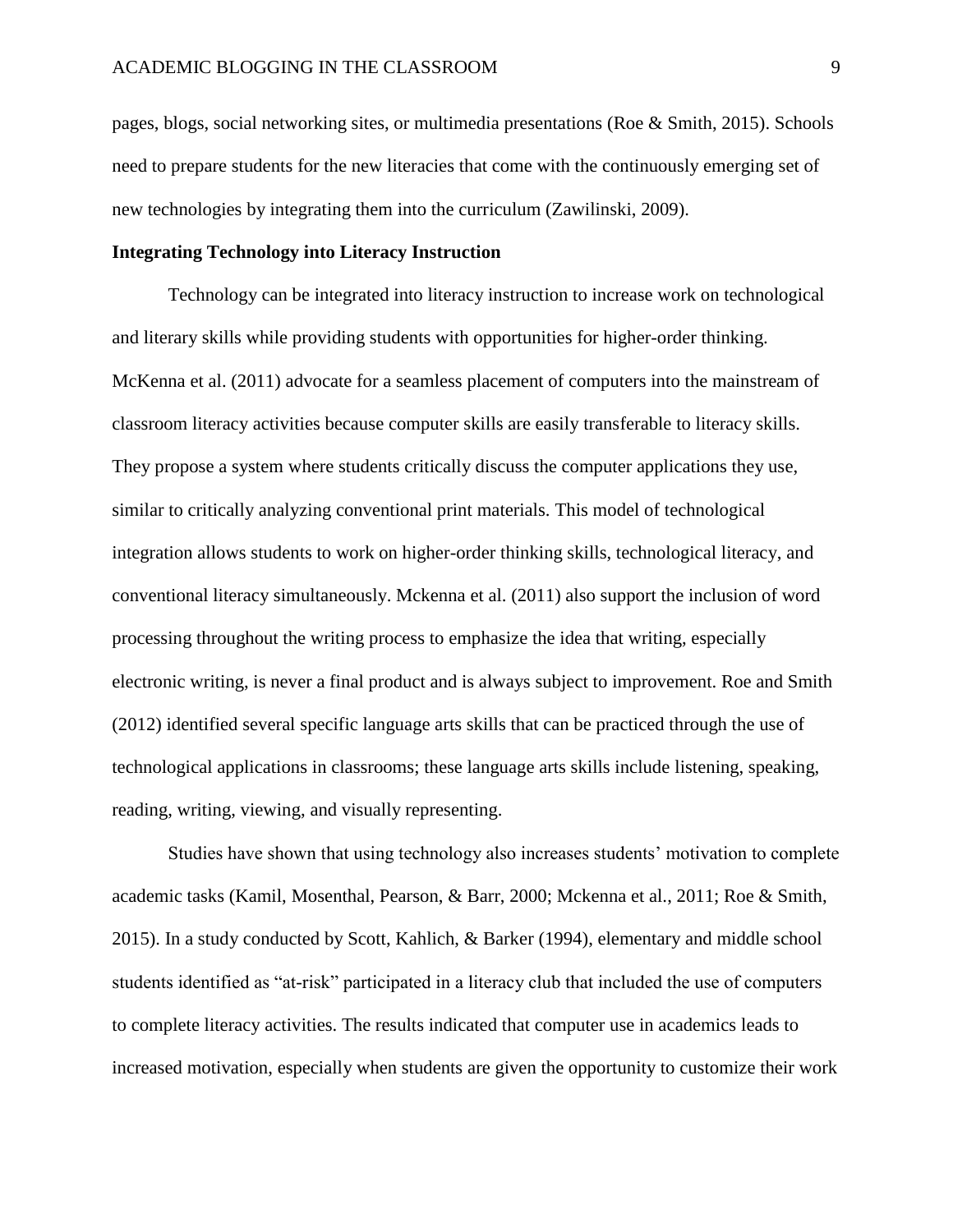pages, blogs, social networking sites, or multimedia presentations (Roe & Smith, 2015). Schools need to prepare students for the new literacies that come with the continuously emerging set of new technologies by integrating them into the curriculum (Zawilinski, 2009).

**Integrating Technology into Literacy Instruction**

Technology can be integrated into literacy instruction to increase work on technological and literary skills while providing students with opportunities for higher-order thinking. McKenna et al. (2011) advocate for a seamless placement of computers into the mainstream of classroom literacy activities because computer skills are easily transferable to literacy skills. They propose a system where students critically discuss the computer applications they use, similar to critically analyzing conventional print materials. This model of technological integration allows students to work on higher-order thinking skills, technological literacy, and conventional literacy simultaneously. Mckenna et al. (2011) also support the inclusion of word processing throughout the writing process to emphasize the idea that writing, especially electronic writing, is never a final product and is always subject to improvement. Roe and Smith (2012) identified several specific language arts skills that can be practiced through the use of technological applications in classrooms; these language arts skills include listening, speaking, reading, writing, viewing, and visually representing.

Studies have shown that using technology also increases students' motivation to complete academic tasks (Kamil, Mosenthal, Pearson, & Barr, 2000; Mckenna et al., 2011; Roe & Smith, 2015). In a study conducted by Scott, Kahlich, & Barker (1994), elementary and middle school students identified as "at-risk" participated in a literacy club that included the use of computers to complete literacy activities. The results indicated that computer use in academics leads to increased motivation, especially when students are given the opportunity to customize their work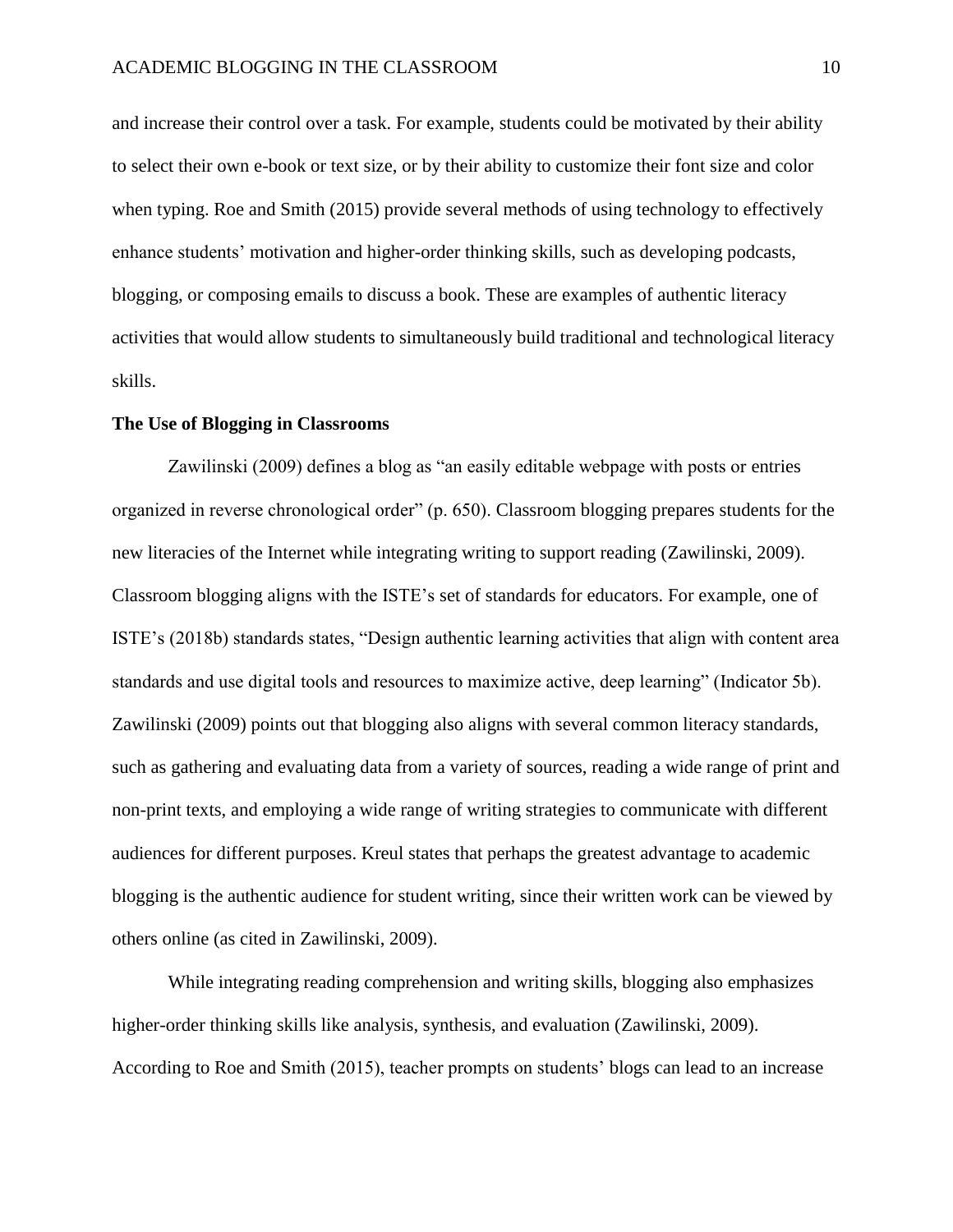and increase their control over a task. For example, students could be motivated by their ability to select their own e-book or text size, or by their ability to customize their font size and color when typing. Roe and Smith (2015) provide several methods of using technology to effectively enhance students' motivation and higher-order thinking skills, such as developing podcasts, blogging, or composing emails to discuss a book. These are examples of authentic literacy activities that would allow students to simultaneously build traditional and technological literacy skills.

## The Use of Blogging in Classrooms

Zawilinski (2009) defines a blog as "an easily editable webpage with posts or entries organized in reverse chronological order" (p. 650). Classroom blogging prepares students for the new literacies of the Internet while integrating writing to support reading (Zawilinski, 2009). Classroom blogging aligns with the ISTE's set of standards for educators. For example, one of ISTE's (2018b) standards states, "Design authentic learning activities that align with content area standards and use digital tools and resources to maximize active, deep learning" (Indicator 5b). Zawilinski (2009) points out that blogging also aligns with several common literacy standards, such as gathering and evaluating data from a variety of sources, reading a wide range of print and non-print texts, and employing a wide range of writing strategies to communicate with different audiences for different purposes. Kreul states that perhaps the greatest advantage to academic blogging is the authentic audience for student writing, since their written work can be viewed by others online (as cited in Zawilinski, 2009).

While integrating reading comprehension and writing skills, blogging also emphasizes higher-order thinking skills like analysis, synthesis, and evaluation (Zawilinski, 2009). According to Roe and Smith (2015), teacher prompts on students' blogs can lead to an increase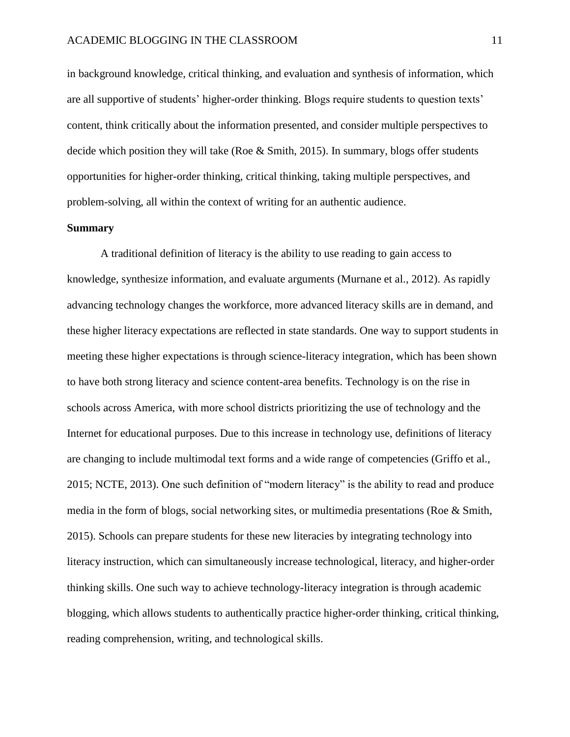in background knowledge, critical thinking, and evaluation and synthesis of information, which are all supportive of students' higher-order thinking. Blogs require students to question texts' content, think critically about the information presented, and consider multiple perspectives to decide which position they will take (Roe & Smith, 2015). In summary, blogs offer students opportunities for higher-order thinking, critical thinking, taking multiple perspectives, and problem-solving, all within the context of writing for an authentic audience.

**Summary**

A traditional definition of literacy is the ability to use reading to gain access to knowledge, synthesize information, and evaluate arguments (Murnane et al., 2012). As rapidly advancing technology changes the workforce, more advanced literacy skills are in demand, and these higher literacy expectations are reflected in state standards. One way to support students in meeting these higher expectations is through science-literacy integration, which has been shown to have both strong literacy and science content-area benefits. Technology is on the rise in schools across America, with more school districts prioritizing the use of technology and the Internet for educational purposes. Due to this increase in technology use, definitions of literacy are changing to include multimodal text forms and a wide range of competencies (Griffo et al., 2015; NCTE, 2013). One such definition of "modern literacy" is the ability to read and produce media in the form of blogs, social networking sites, or multimedia presentations (Roe & Smith, 2015). Schools can prepare students for these new literacies by integrating technology into literacy instruction, which can simultaneously increase technological, literacy, and higher-order thinking skills. One such way to achieve technology-literacy integration is through academic blogging, which allows students to authentically practice higher-order thinking, critical thinking, reading comprehension, writing, and technological skills.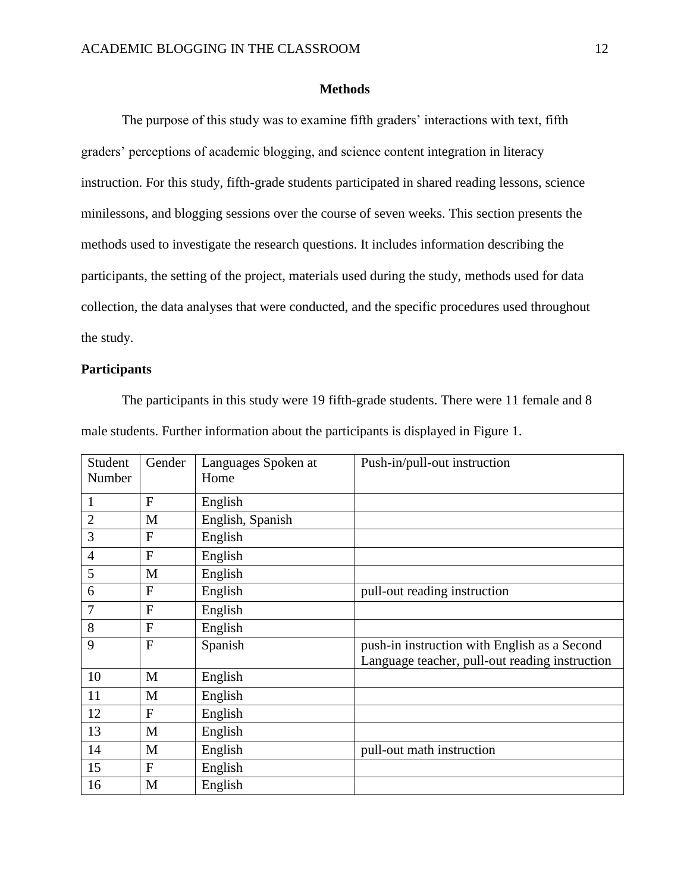## Methods

The purpose of this study was to examine fifth graders' interactions with text, fifth graders' perceptions of academic blogging, and science content integration in literacy instruction. For this study, fifth-grade students participated in shared reading lessons, science minilessons, and blogging sessions over the course of seven weeks. This section presents the methods used to investigate the research questions. It includes information describing the participants, the setting of the project, materials used during the study, methods used for data collection, the data analyses that were conducted, and the specific procedures used throughout the study.

### Participants

The participants in this study were 19 fifth-grade students. There were 11 female and 8 male students. Further information about the participants is displayed in Figure 1.

| Student Number | Gender | Languages Spoken at Home | Push-in/pull-out instruction |
|---|---|---|---|
| 1 | F | English | |
| 2 | M | English, Spanish | |
| 3 | F | English | |
| 4 | F | English | |
| 5 | M | English | |
| 6 | F | English | pull-out reading instruction |
| 7 | F | English | |
| 8 | F | English | |
| 9 | F | Spanish | push-in instruction with English as a Second Language teacher, pull-out reading instruction |
| 10 | M | English | |
| 11 | M | English | |
| 12 | F | English | |
| 13 | M | English | |
| 14 | M | English | pull-out math instruction |
| 15 | F | English | |
| 16 | M | English | |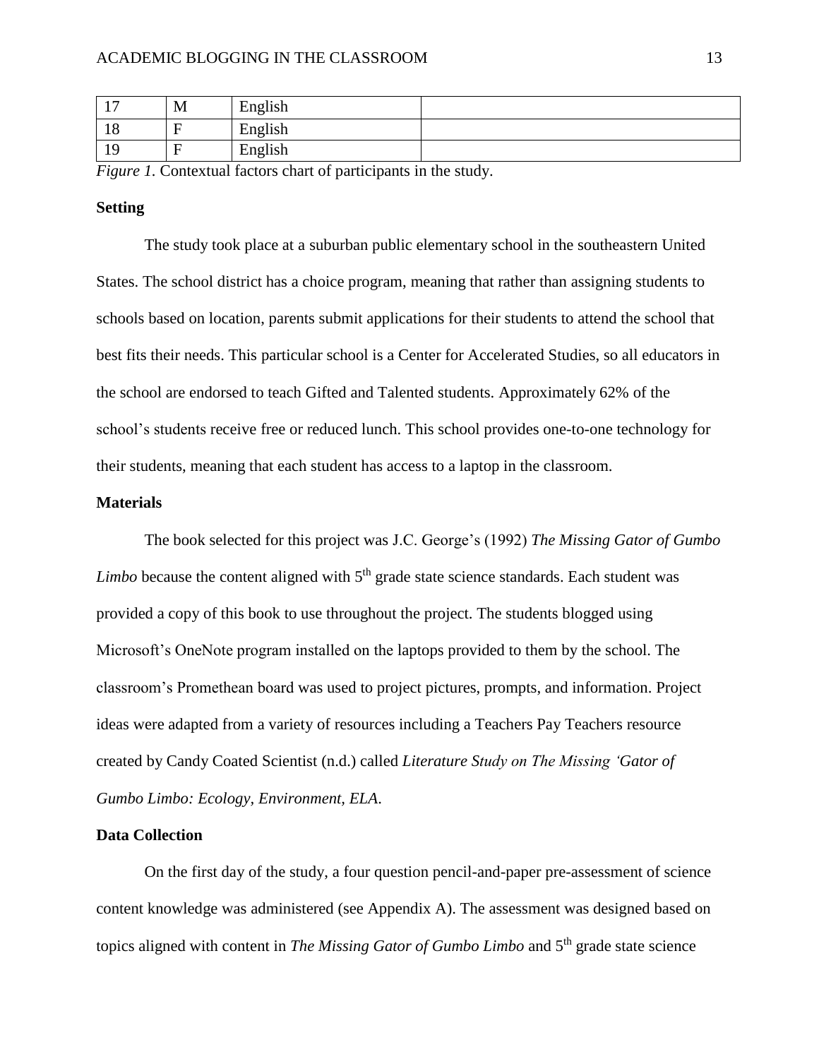| 17 | M | English | |
|---|---|---|---|
| 18 | F | English | |
| 19 | F | English | |

*Figure 1.* Contextual factors chart of participants in the study.

**Setting**

The study took place at a suburban public elementary school in the southeastern United States. The school district has a choice program, meaning that rather than assigning students to schools based on location, parents submit applications for their students to attend the school that best fits their needs. This particular school is a Center for Accelerated Studies, so all educators in the school are endorsed to teach Gifted and Talented students. Approximately 62% of the school's students receive free or reduced lunch. This school provides one-to-one technology for their students, meaning that each student has access to a laptop in the classroom.

**Materials**

The book selected for this project was J.C. George's (1992) *The Missing Gator of Gumbo Limbo* because the content aligned with 5th grade state science standards. Each student was provided a copy of this book to use throughout the project. The students blogged using Microsoft's OneNote program installed on the laptops provided to them by the school. The classroom's Promethean board was used to project pictures, prompts, and information. Project ideas were adapted from a variety of resources including a Teachers Pay Teachers resource created by Candy Coated Scientist (n.d.) called *Literature Study on The Missing 'Gator of Gumbo Limbo: Ecology, Environment, ELA*.

**Data Collection**

On the first day of the study, a four question pencil-and-paper pre-assessment of science content knowledge was administered (see Appendix A). The assessment was designed based on topics aligned with content in *The Missing Gator of Gumbo Limbo* and 5th grade state science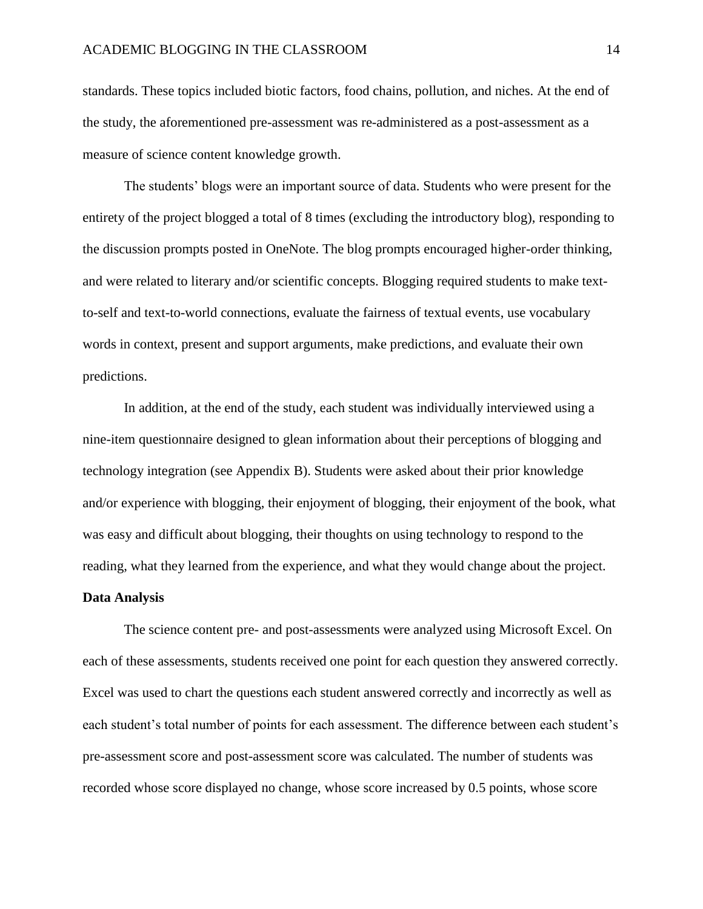standards. These topics included biotic factors, food chains, pollution, and niches. At the end of the study, the aforementioned pre-assessment was re-administered as a post-assessment as a measure of science content knowledge growth.

The students' blogs were an important source of data. Students who were present for the entirety of the project blogged a total of 8 times (excluding the introductory blog), responding to the discussion prompts posted in OneNote. The blog prompts encouraged higher-order thinking, and were related to literary and/or scientific concepts. Blogging required students to make text-to-self and text-to-world connections, evaluate the fairness of textual events, use vocabulary words in context, present and support arguments, make predictions, and evaluate their own predictions.

In addition, at the end of the study, each student was individually interviewed using a nine-item questionnaire designed to glean information about their perceptions of blogging and technology integration (see Appendix B). Students were asked about their prior knowledge and/or experience with blogging, their enjoyment of blogging, their enjoyment of the book, what was easy and difficult about blogging, their thoughts on using technology to respond to the reading, what they learned from the experience, and what they would change about the project.

**Data Analysis**

The science content pre- and post-assessments were analyzed using Microsoft Excel. On each of these assessments, students received one point for each question they answered correctly. Excel was used to chart the questions each student answered correctly and incorrectly as well as each student's total number of points for each assessment. The difference between each student's pre-assessment score and post-assessment score was calculated. The number of students was recorded whose score displayed no change, whose score increased by 0.5 points, whose score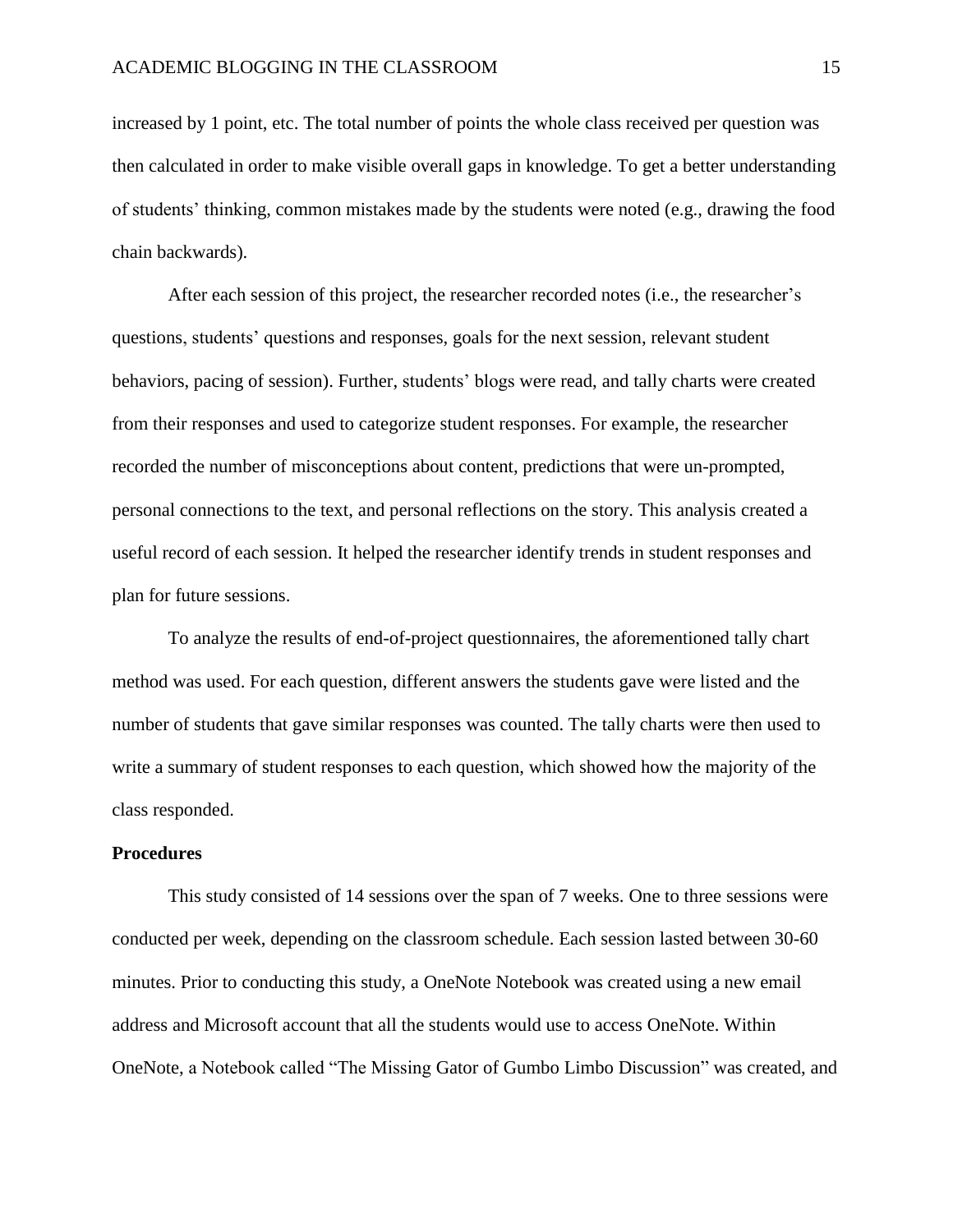increased by 1 point, etc. The total number of points the whole class received per question was then calculated in order to make visible overall gaps in knowledge. To get a better understanding of students' thinking, common mistakes made by the students were noted (e.g., drawing the food chain backwards).

After each session of this project, the researcher recorded notes (i.e., the researcher's questions, students' questions and responses, goals for the next session, relevant student behaviors, pacing of session). Further, students' blogs were read, and tally charts were created from their responses and used to categorize student responses. For example, the researcher recorded the number of misconceptions about content, predictions that were un-prompted, personal connections to the text, and personal reflections on the story. This analysis created a useful record of each session. It helped the researcher identify trends in student responses and plan for future sessions.

To analyze the results of end-of-project questionnaires, the aforementioned tally chart method was used. For each question, different answers the students gave were listed and the number of students that gave similar responses was counted. The tally charts were then used to write a summary of student responses to each question, which showed how the majority of the class responded.

**Procedures**

This study consisted of 14 sessions over the span of 7 weeks. One to three sessions were conducted per week, depending on the classroom schedule. Each session lasted between 30-60 minutes. Prior to conducting this study, a OneNote Notebook was created using a new email address and Microsoft account that all the students would use to access OneNote. Within OneNote, a Notebook called "The Missing Gator of Gumbo Limbo Discussion" was created, and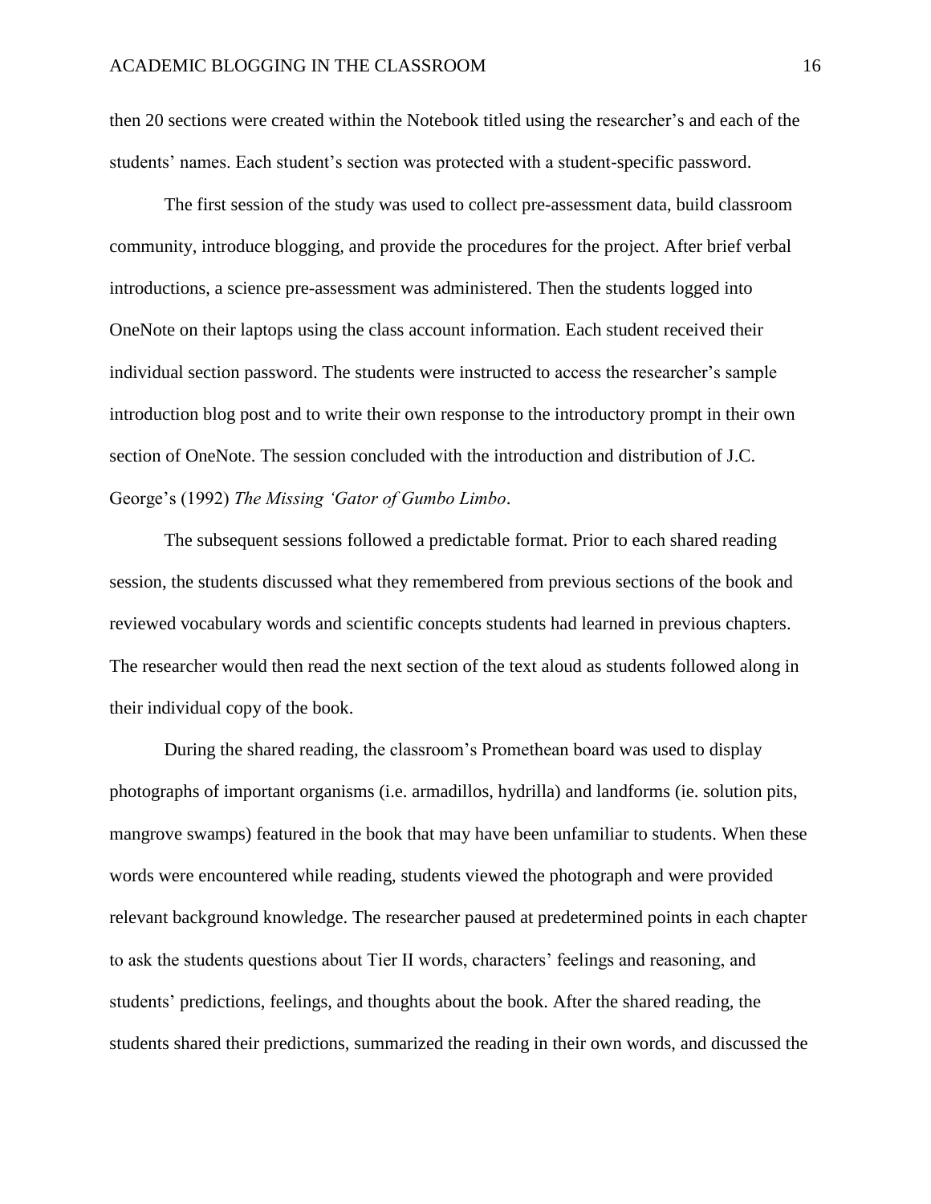then 20 sections were created within the Notebook titled using the researcher's and each of the students' names. Each student's section was protected with a student-specific password.

The first session of the study was used to collect pre-assessment data, build classroom community, introduce blogging, and provide the procedures for the project. After brief verbal introductions, a science pre-assessment was administered. Then the students logged into OneNote on their laptops using the class account information. Each student received their individual section password. The students were instructed to access the researcher's sample introduction blog post and to write their own response to the introductory prompt in their own section of OneNote. The session concluded with the introduction and distribution of J.C. George's (1992) *The Missing 'Gator of Gumbo Limbo*.

The subsequent sessions followed a predictable format. Prior to each shared reading session, the students discussed what they remembered from previous sections of the book and reviewed vocabulary words and scientific concepts students had learned in previous chapters. The researcher would then read the next section of the text aloud as students followed along in their individual copy of the book.

During the shared reading, the classroom's Promethean board was used to display photographs of important organisms (i.e. armadillos, hydrilla) and landforms (ie. solution pits, mangrove swamps) featured in the book that may have been unfamiliar to students. When these words were encountered while reading, students viewed the photograph and were provided relevant background knowledge. The researcher paused at predetermined points in each chapter to ask the students questions about Tier II words, characters' feelings and reasoning, and students' predictions, feelings, and thoughts about the book. After the shared reading, the students shared their predictions, summarized the reading in their own words, and discussed the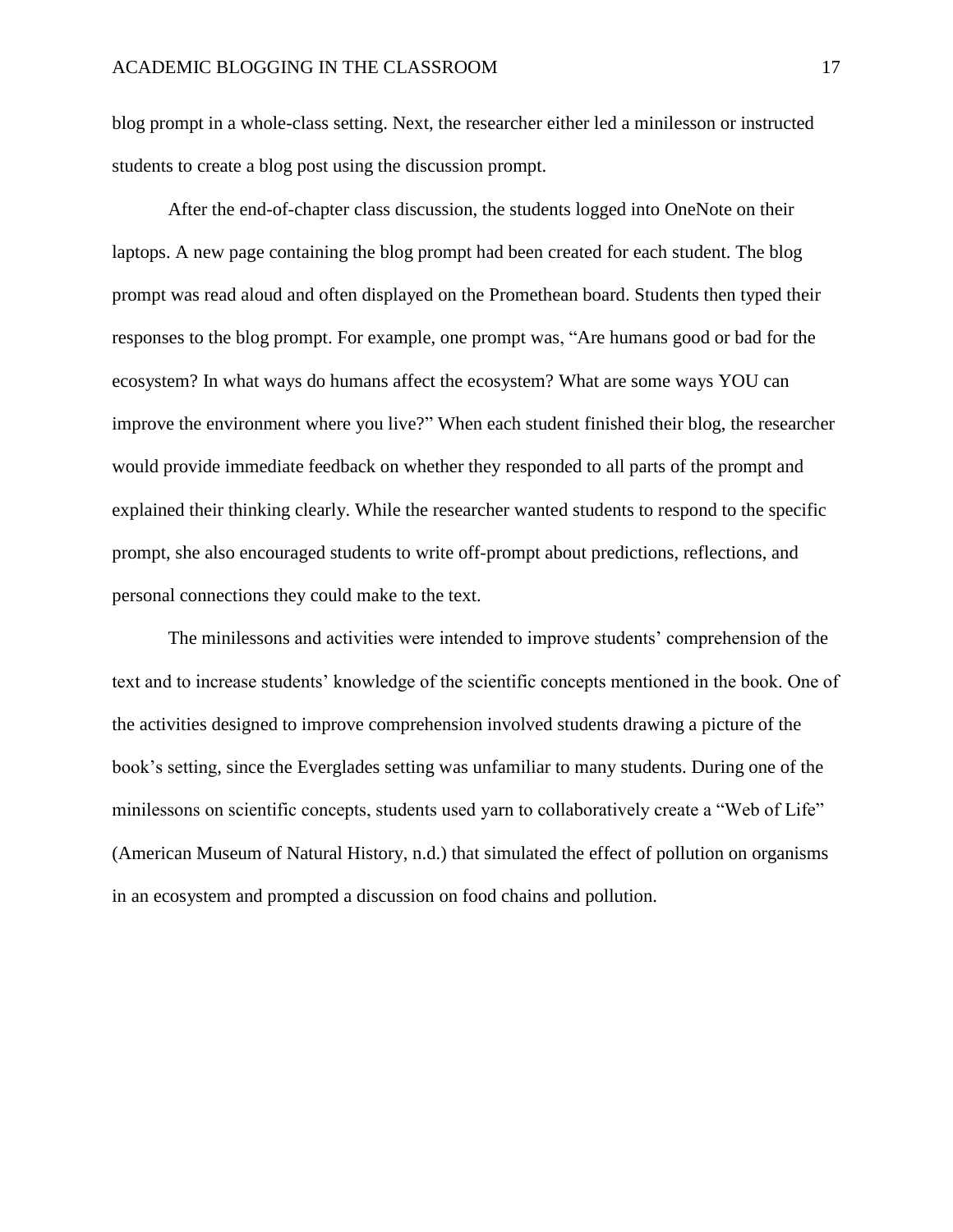blog prompt in a whole-class setting. Next, the researcher either led a minilesson or instructed students to create a blog post using the discussion prompt.

After the end-of-chapter class discussion, the students logged into OneNote on their laptops. A new page containing the blog prompt had been created for each student. The blog prompt was read aloud and often displayed on the Promethean board. Students then typed their responses to the blog prompt. For example, one prompt was, "Are humans good or bad for the ecosystem? In what ways do humans affect the ecosystem? What are some ways YOU can improve the environment where you live?" When each student finished their blog, the researcher would provide immediate feedback on whether they responded to all parts of the prompt and explained their thinking clearly. While the researcher wanted students to respond to the specific prompt, she also encouraged students to write off-prompt about predictions, reflections, and personal connections they could make to the text.

The minilessons and activities were intended to improve students' comprehension of the text and to increase students' knowledge of the scientific concepts mentioned in the book. One of the activities designed to improve comprehension involved students drawing a picture of the book's setting, since the Everglades setting was unfamiliar to many students. During one of the minilessons on scientific concepts, students used yarn to collaboratively create a "Web of Life" (American Museum of Natural History, n.d.) that simulated the effect of pollution on organisms in an ecosystem and prompted a discussion on food chains and pollution.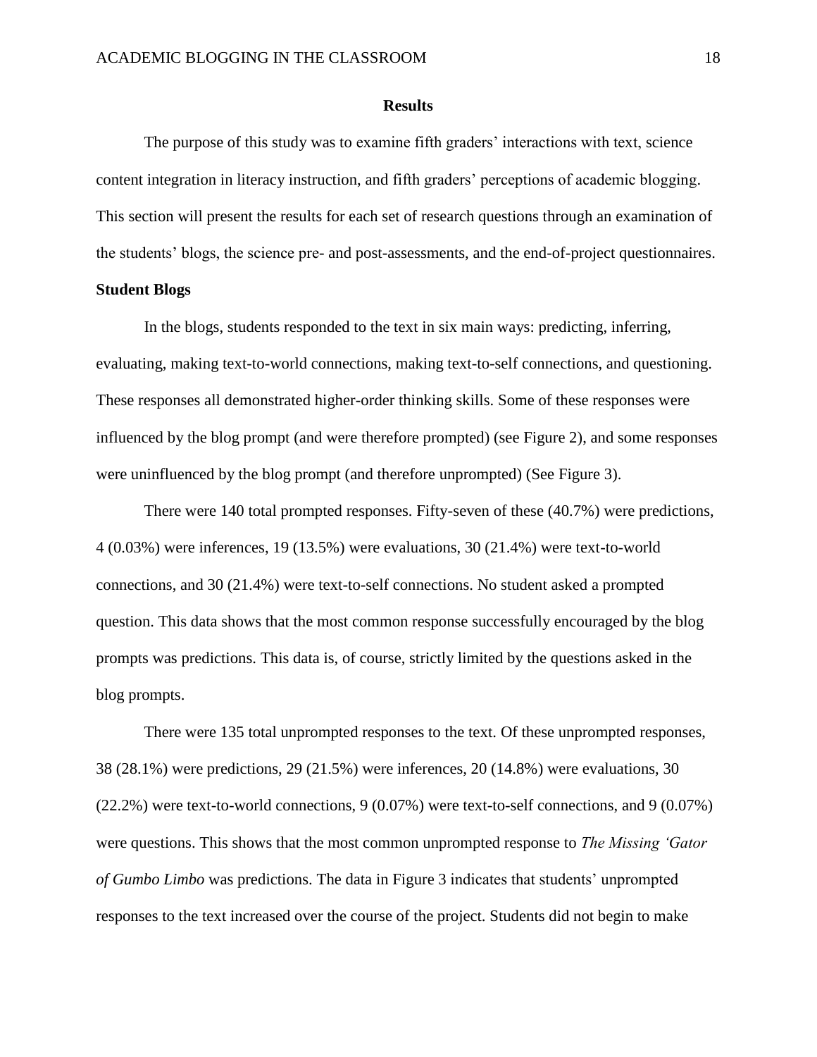## Results

The purpose of this study was to examine fifth graders' interactions with text, science content integration in literacy instruction, and fifth graders' perceptions of academic blogging. This section will present the results for each set of research questions through an examination of the students' blogs, the science pre- and post-assessments, and the end-of-project questionnaires.

### Student Blogs

In the blogs, students responded to the text in six main ways: predicting, inferring, evaluating, making text-to-world connections, making text-to-self connections, and questioning. These responses all demonstrated higher-order thinking skills. Some of these responses were influenced by the blog prompt (and were therefore prompted) (see Figure 2), and some responses were uninfluenced by the blog prompt (and therefore unprompted) (See Figure 3).

There were 140 total prompted responses. Fifty-seven of these (40.7%) were predictions, 4 (0.03%) were inferences, 19 (13.5%) were evaluations, 30 (21.4%) were text-to-world connections, and 30 (21.4%) were text-to-self connections. No student asked a prompted question. This data shows that the most common response successfully encouraged by the blog prompts was predictions. This data is, of course, strictly limited by the questions asked in the blog prompts.

There were 135 total unprompted responses to the text. Of these unprompted responses, 38 (28.1%) were predictions, 29 (21.5%) were inferences, 20 (14.8%) were evaluations, 30 (22.2%) were text-to-world connections, 9 (0.07%) were text-to-self connections, and 9 (0.07%) were questions. This shows that the most common unprompted response to *The Missing 'Gator of Gumbo Limbo* was predictions. The data in Figure 3 indicates that students' unprompted responses to the text increased over the course of the project. Students did not begin to make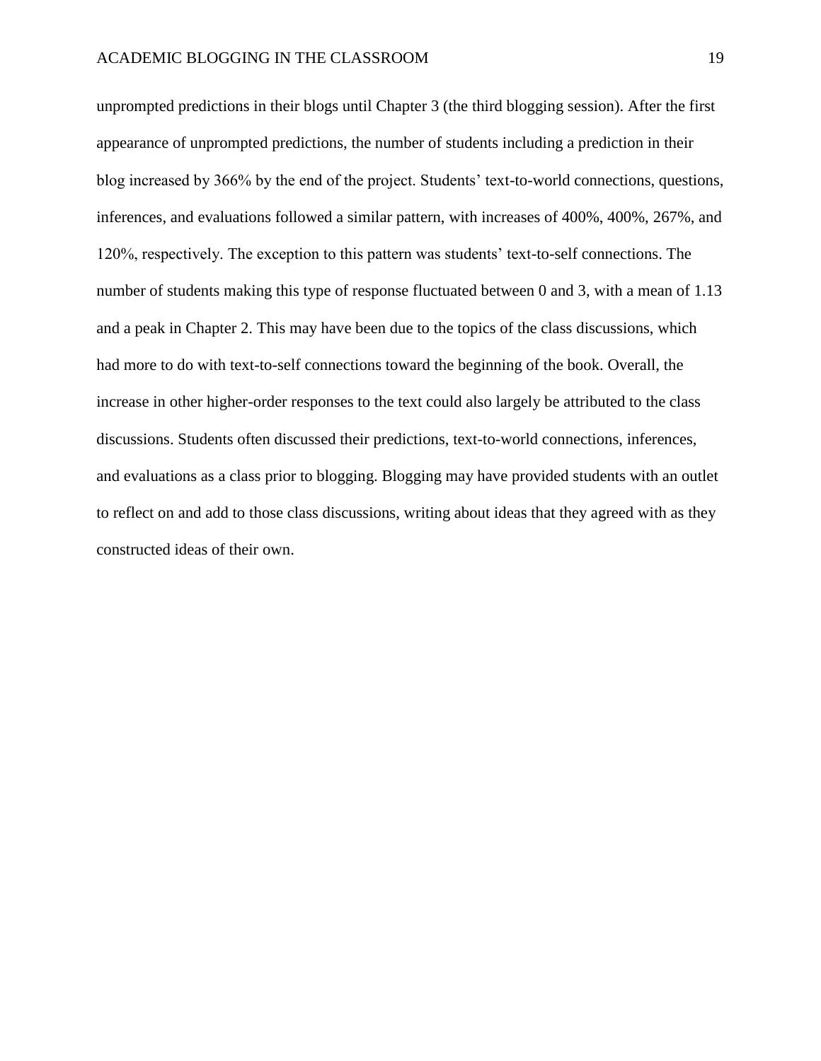unprompted predictions in their blogs until Chapter 3 (the third blogging session). After the first appearance of unprompted predictions, the number of students including a prediction in their blog increased by 366% by the end of the project. Students' text-to-world connections, questions, inferences, and evaluations followed a similar pattern, with increases of 400%, 400%, 267%, and 120%, respectively. The exception to this pattern was students' text-to-self connections. The number of students making this type of response fluctuated between 0 and 3, with a mean of 1.13 and a peak in Chapter 2. This may have been due to the topics of the class discussions, which had more to do with text-to-self connections toward the beginning of the book. Overall, the increase in other higher-order responses to the text could also largely be attributed to the class discussions. Students often discussed their predictions, text-to-world connections, inferences, and evaluations as a class prior to blogging. Blogging may have provided students with an outlet to reflect on and add to those class discussions, writing about ideas that they agreed with as they constructed ideas of their own.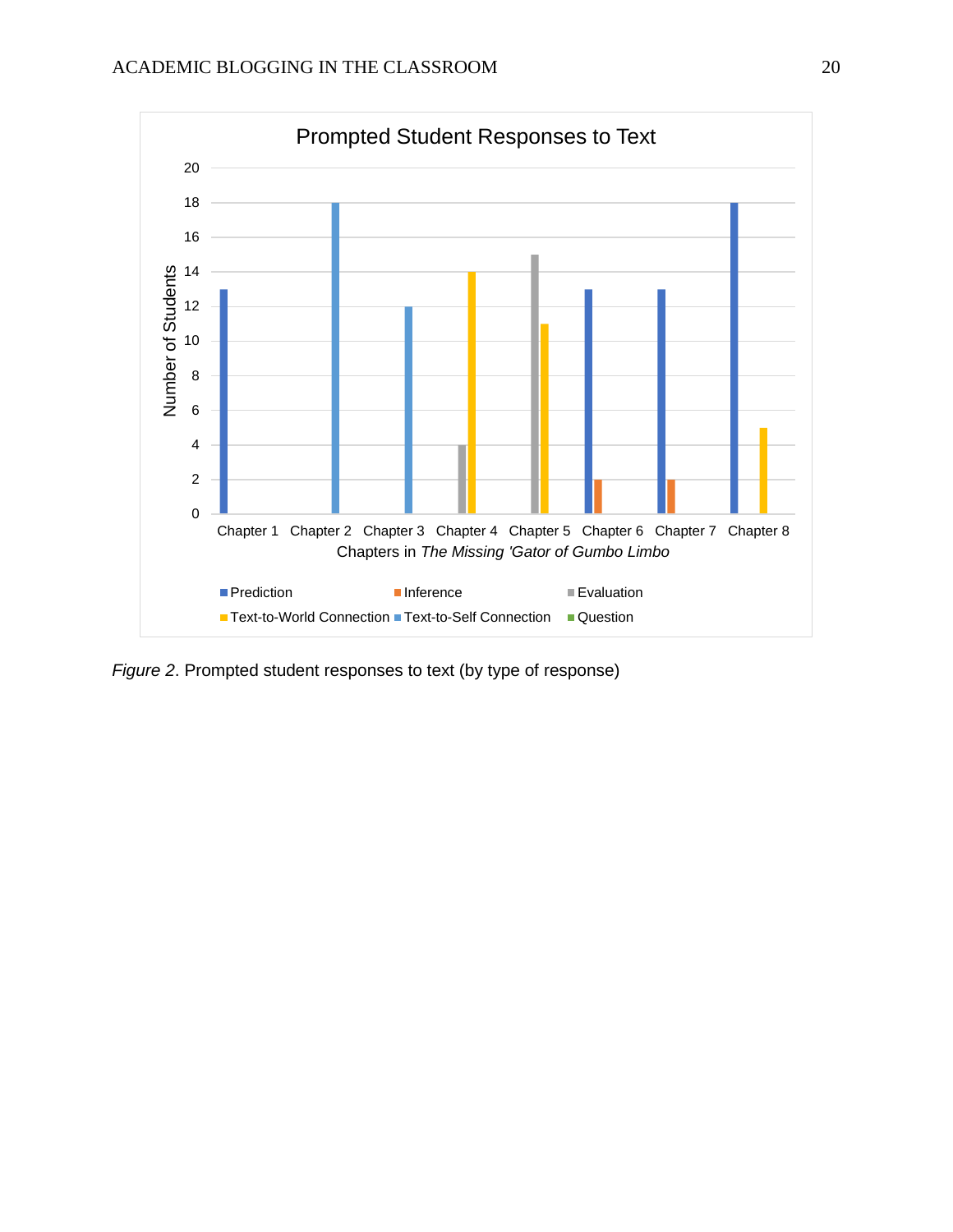Prompted Student Responses to Text

| Chapters in *The Missing 'Gator of Gumbo Limbo* | Prediction | Inference | Evaluation | Text-to-World Connection | Text-to-Self Connection | Question |
|---|---|---|---|---|---|---|
| Chapter 1 | 13 | | | | | |
| Chapter 2 | | | | | 18 | |
| Chapter 3 | | | | | 12 | |
| Chapter 4 | | | 4 | 14 | | |
| Chapter 5 | | | 15 | 11 | | |
| Chapter 6 | 13 | 2 | | | | |
| Chapter 7 | 13 | 2 | | | | |
| Chapter 8 | 18 | | | 5 | | |

*Figure 2*. Prompted student responses to text (by type of response)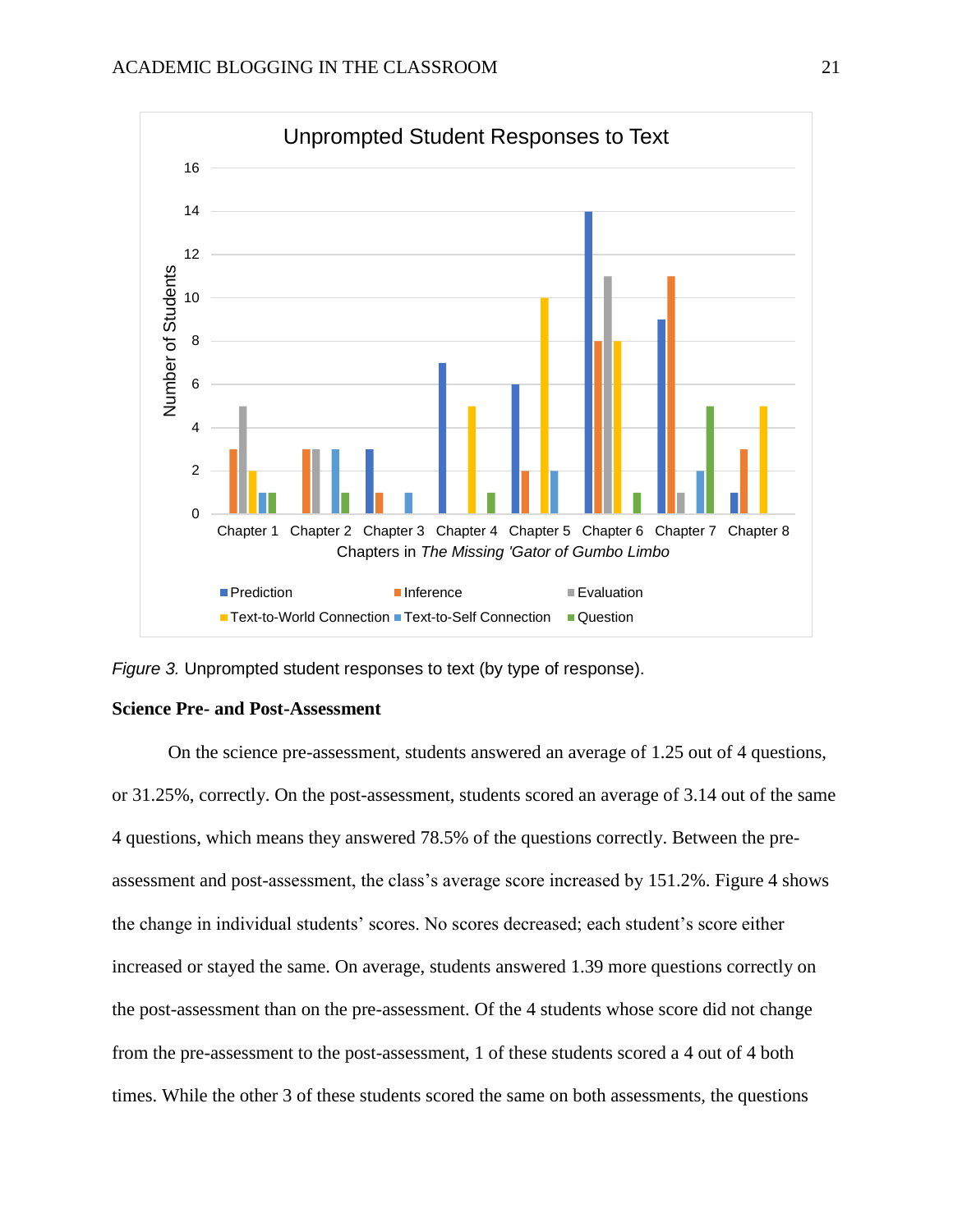*Figure 3.* Unprompted student responses to text (by type of response).

**Science Pre- and Post-Assessment**

On the science pre-assessment, students answered an average of 1.25 out of 4 questions, or 31.25%, correctly. On the post-assessment, students scored an average of 3.14 out of the same 4 questions, which means they answered 78.5% of the questions correctly. Between the pre-assessment and post-assessment, the class's average score increased by 151.2%. Figure 4 shows the change in individual students' scores. No scores decreased; each student's score either increased or stayed the same. On average, students answered 1.39 more questions correctly on the post-assessment than on the pre-assessment. Of the 4 students whose score did not change from the pre-assessment to the post-assessment, 1 of these students scored a 4 out of 4 both times. While the other 3 of these students scored the same on both assessments, the questions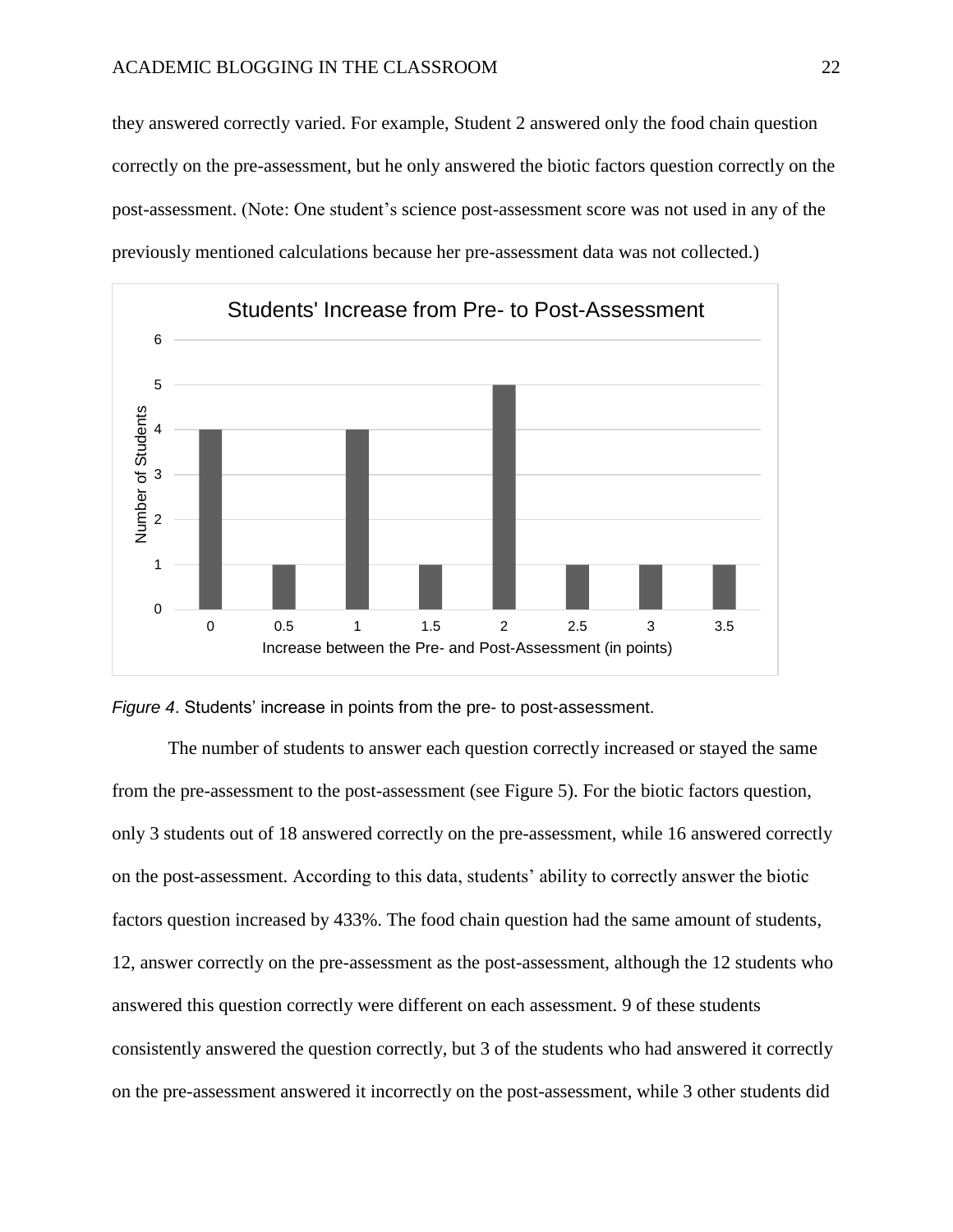they answered correctly varied. For example, Student 2 answered only the food chain question correctly on the pre-assessment, but he only answered the biotic factors question correctly on the post-assessment. (Note: One student's science post-assessment score was not used in any of the previously mentioned calculations because her pre-assessment data was not collected.)

*Figure 4*. Students' increase in points from the pre- to post-assessment.

The number of students to answer each question correctly increased or stayed the same from the pre-assessment to the post-assessment (see Figure 5). For the biotic factors question, only 3 students out of 18 answered correctly on the pre-assessment, while 16 answered correctly on the post-assessment. According to this data, students' ability to correctly answer the biotic factors question increased by 433%. The food chain question had the same amount of students, 12, answer correctly on the pre-assessment as the post-assessment, although the 12 students who answered this question correctly were different on each assessment. 9 of these students consistently answered the question correctly, but 3 of the students who had answered it correctly on the pre-assessment answered it incorrectly on the post-assessment, while 3 other students did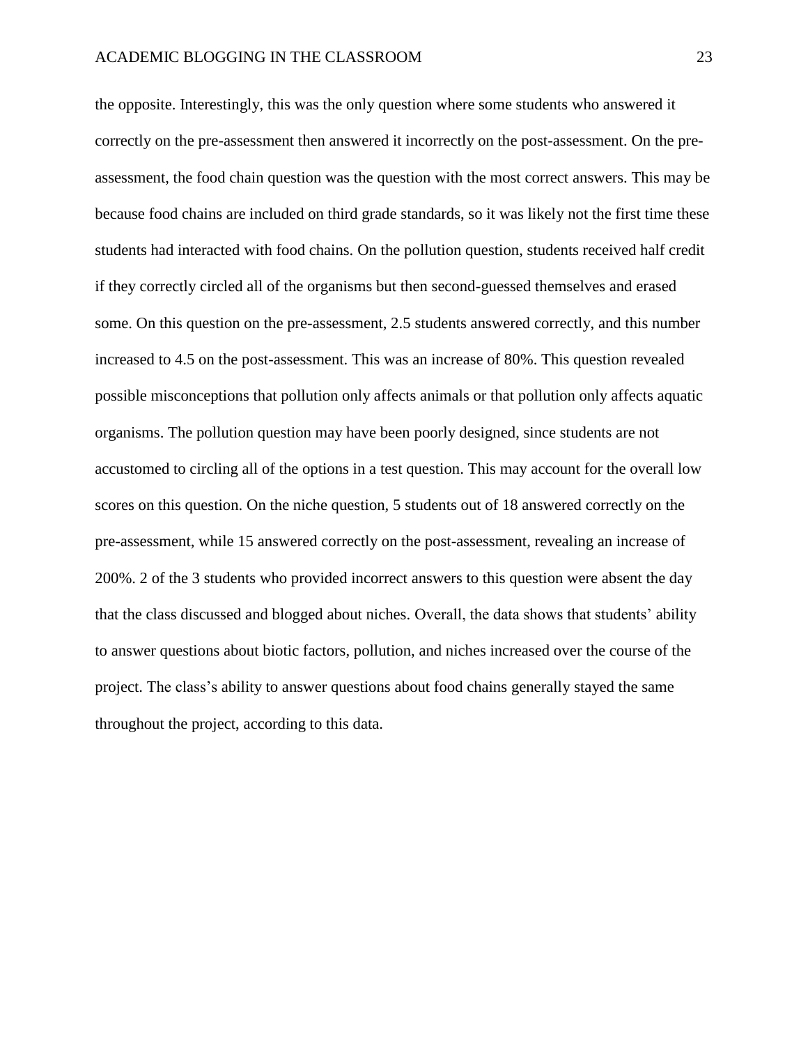the opposite. Interestingly, this was the only question where some students who answered it correctly on the pre-assessment then answered it incorrectly on the post-assessment. On the pre-assessment, the food chain question was the question with the most correct answers. This may be because food chains are included on third grade standards, so it was likely not the first time these students had interacted with food chains. On the pollution question, students received half credit if they correctly circled all of the organisms but then second-guessed themselves and erased some. On this question on the pre-assessment, 2.5 students answered correctly, and this number increased to 4.5 on the post-assessment. This was an increase of 80%. This question revealed possible misconceptions that pollution only affects animals or that pollution only affects aquatic organisms. The pollution question may have been poorly designed, since students are not accustomed to circling all of the options in a test question. This may account for the overall low scores on this question. On the niche question, 5 students out of 18 answered correctly on the pre-assessment, while 15 answered correctly on the post-assessment, revealing an increase of 200%. 2 of the 3 students who provided incorrect answers to this question were absent the day that the class discussed and blogged about niches. Overall, the data shows that students' ability to answer questions about biotic factors, pollution, and niches increased over the course of the project. The class's ability to answer questions about food chains generally stayed the same throughout the project, according to this data.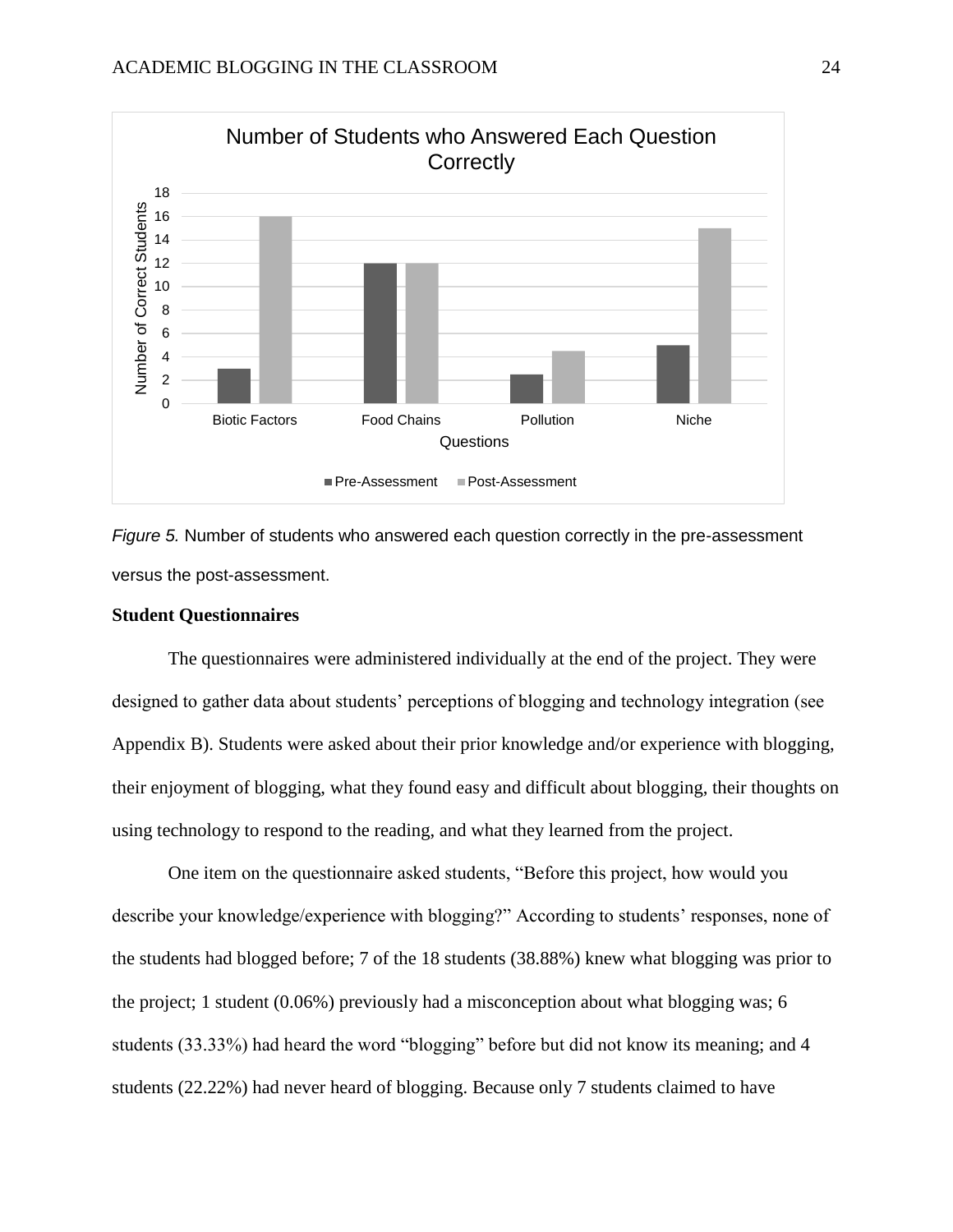*Figure 5.* Number of students who answered each question correctly in the pre-assessment versus the post-assessment.

**Student Questionnaires**

The questionnaires were administered individually at the end of the project. They were designed to gather data about students' perceptions of blogging and technology integration (see Appendix B). Students were asked about their prior knowledge and/or experience with blogging, their enjoyment of blogging, what they found easy and difficult about blogging, their thoughts on using technology to respond to the reading, and what they learned from the project.

One item on the questionnaire asked students, "Before this project, how would you describe your knowledge/experience with blogging?" According to students' responses, none of the students had blogged before; 7 of the 18 students (38.88%) knew what blogging was prior to the project; 1 student (0.06%) previously had a misconception about what blogging was; 6 students (33.33%) had heard the word "blogging" before but did not know its meaning; and 4 students (22.22%) had never heard of blogging. Because only 7 students claimed to have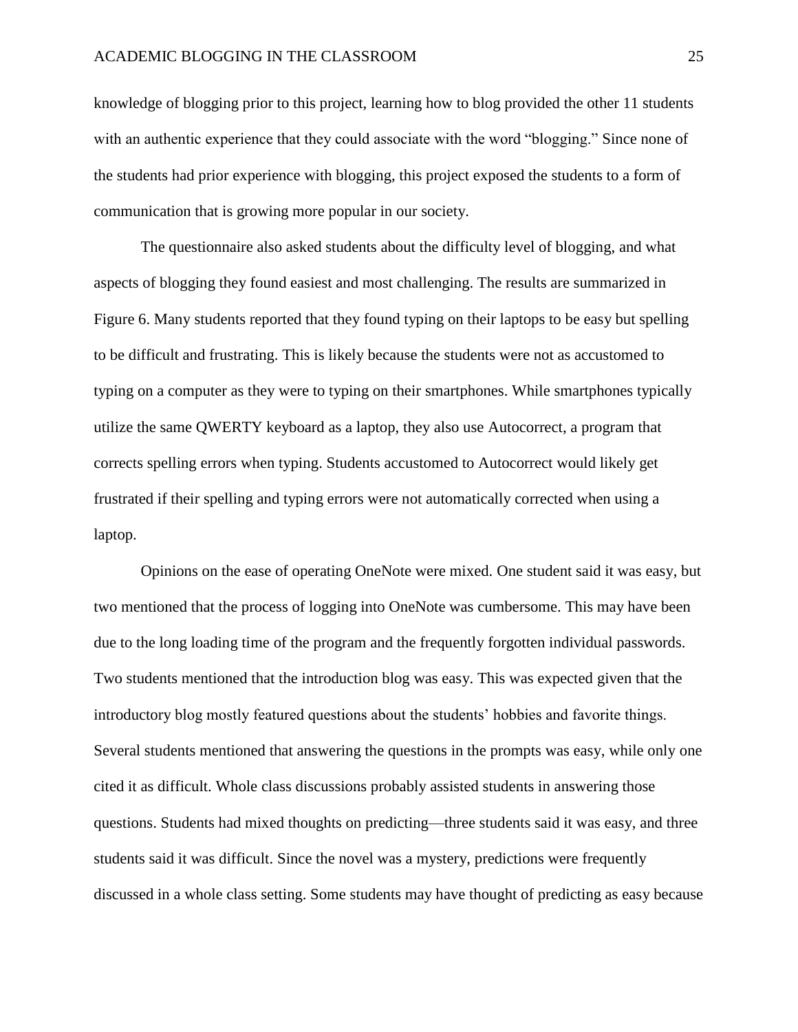knowledge of blogging prior to this project, learning how to blog provided the other 11 students with an authentic experience that they could associate with the word "blogging." Since none of the students had prior experience with blogging, this project exposed the students to a form of communication that is growing more popular in our society.

The questionnaire also asked students about the difficulty level of blogging, and what aspects of blogging they found easiest and most challenging. The results are summarized in Figure 6. Many students reported that they found typing on their laptops to be easy but spelling to be difficult and frustrating. This is likely because the students were not as accustomed to typing on a computer as they were to typing on their smartphones. While smartphones typically utilize the same QWERTY keyboard as a laptop, they also use Autocorrect, a program that corrects spelling errors when typing. Students accustomed to Autocorrect would likely get frustrated if their spelling and typing errors were not automatically corrected when using a laptop.

Opinions on the ease of operating OneNote were mixed. One student said it was easy, but two mentioned that the process of logging into OneNote was cumbersome. This may have been due to the long loading time of the program and the frequently forgotten individual passwords. Two students mentioned that the introduction blog was easy. This was expected given that the introductory blog mostly featured questions about the students' hobbies and favorite things. Several students mentioned that answering the questions in the prompts was easy, while only one cited it as difficult. Whole class discussions probably assisted students in answering those questions. Students had mixed thoughts on predicting—three students said it was easy, and three students said it was difficult. Since the novel was a mystery, predictions were frequently discussed in a whole class setting. Some students may have thought of predicting as easy because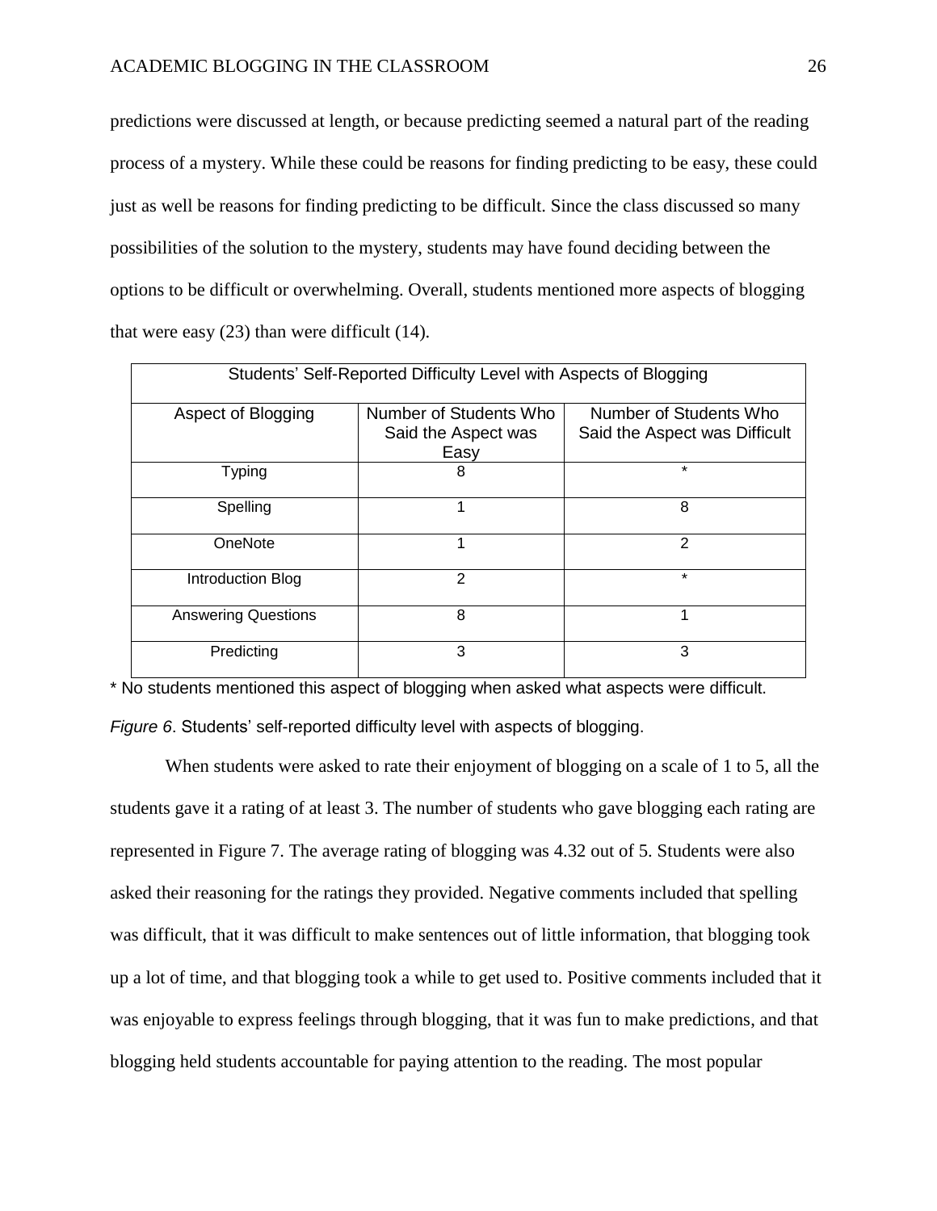predictions were discussed at length, or because predicting seemed a natural part of the reading process of a mystery. While these could be reasons for finding predicting to be easy, these could just as well be reasons for finding predicting to be difficult. Since the class discussed so many possibilities of the solution to the mystery, students may have found deciding between the options to be difficult or overwhelming. Overall, students mentioned more aspects of blogging that were easy (23) than were difficult (14).

| Students' Self-Reported Difficulty Level with Aspects of Blogging | | |
|---|---|---|
| Aspect of Blogging | Number of Students Who Said the Aspect was Easy | Number of Students Who Said the Aspect was Difficult |
| Typing | 8 | * |
| Spelling | 1 | 8 |
| OneNote | 1 | 2 |
| Introduction Blog | 2 | * |
| Answering Questions | 8 | 1 |
| Predicting | 3 | 3 |

* No students mentioned this aspect of blogging when asked what aspects were difficult.

*Figure 6*. Students' self-reported difficulty level with aspects of blogging.

When students were asked to rate their enjoyment of blogging on a scale of 1 to 5, all the students gave it a rating of at least 3. The number of students who gave blogging each rating are represented in Figure 7. The average rating of blogging was 4.32 out of 5. Students were also asked their reasoning for the ratings they provided. Negative comments included that spelling was difficult, that it was difficult to make sentences out of little information, that blogging took up a lot of time, and that blogging took a while to get used to. Positive comments included that it was enjoyable to express feelings through blogging, that it was fun to make predictions, and that blogging held students accountable for paying attention to the reading. The most popular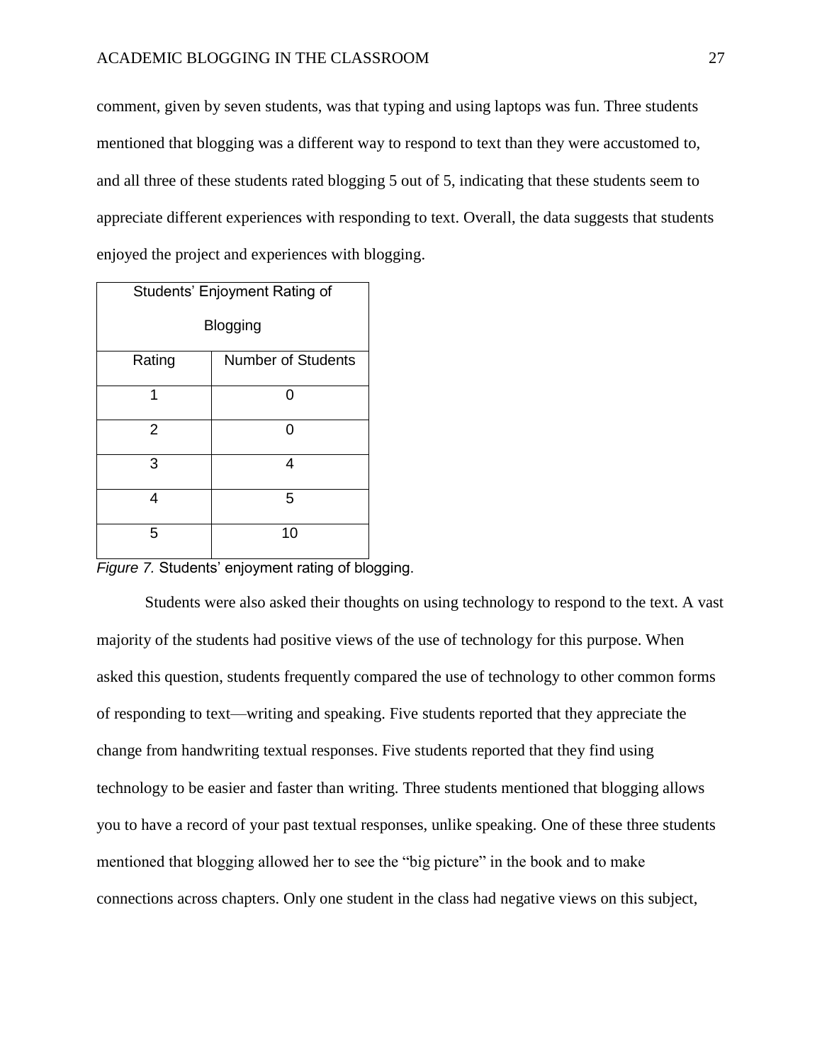comment, given by seven students, was that typing and using laptops was fun. Three students mentioned that blogging was a different way to respond to text than they were accustomed to, and all three of these students rated blogging 5 out of 5, indicating that these students seem to appreciate different experiences with responding to text. Overall, the data suggests that students enjoyed the project and experiences with blogging.

| Students' Enjoyment Rating of Blogging | |
|---|---|
| Rating | Number of Students |
| 1 | 0 |
| 2 | 0 |
| 3 | 4 |
| 4 | 5 |
| 5 | 10 |

*Figure 7.* Students' enjoyment rating of blogging.

Students were also asked their thoughts on using technology to respond to the text. A vast majority of the students had positive views of the use of technology for this purpose. When asked this question, students frequently compared the use of technology to other common forms of responding to text—writing and speaking. Five students reported that they appreciate the change from handwriting textual responses. Five students reported that they find using technology to be easier and faster than writing. Three students mentioned that blogging allows you to have a record of your past textual responses, unlike speaking. One of these three students mentioned that blogging allowed her to see the "big picture" in the book and to make connections across chapters. Only one student in the class had negative views on this subject,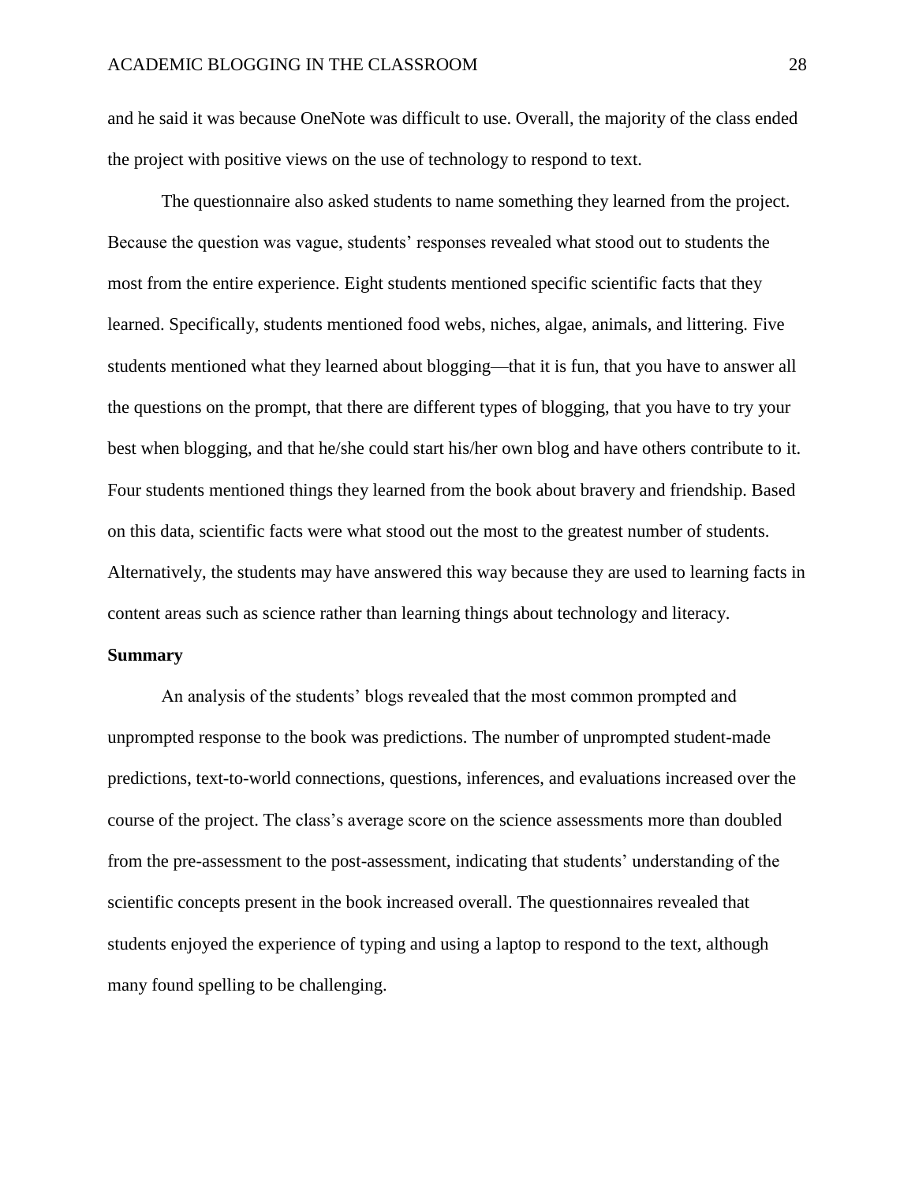and he said it was because OneNote was difficult to use. Overall, the majority of the class ended the project with positive views on the use of technology to respond to text.

The questionnaire also asked students to name something they learned from the project. Because the question was vague, students' responses revealed what stood out to students the most from the entire experience. Eight students mentioned specific scientific facts that they learned. Specifically, students mentioned food webs, niches, algae, animals, and littering. Five students mentioned what they learned about blogging—that it is fun, that you have to answer all the questions on the prompt, that there are different types of blogging, that you have to try your best when blogging, and that he/she could start his/her own blog and have others contribute to it. Four students mentioned things they learned from the book about bravery and friendship. Based on this data, scientific facts were what stood out the most to the greatest number of students. Alternatively, the students may have answered this way because they are used to learning facts in content areas such as science rather than learning things about technology and literacy.

## Summary

An analysis of the students' blogs revealed that the most common prompted and unprompted response to the book was predictions. The number of unprompted student-made predictions, text-to-world connections, questions, inferences, and evaluations increased over the course of the project. The class's average score on the science assessments more than doubled from the pre-assessment to the post-assessment, indicating that students' understanding of the scientific concepts present in the book increased overall. The questionnaires revealed that students enjoyed the experience of typing and using a laptop to respond to the text, although many found spelling to be challenging.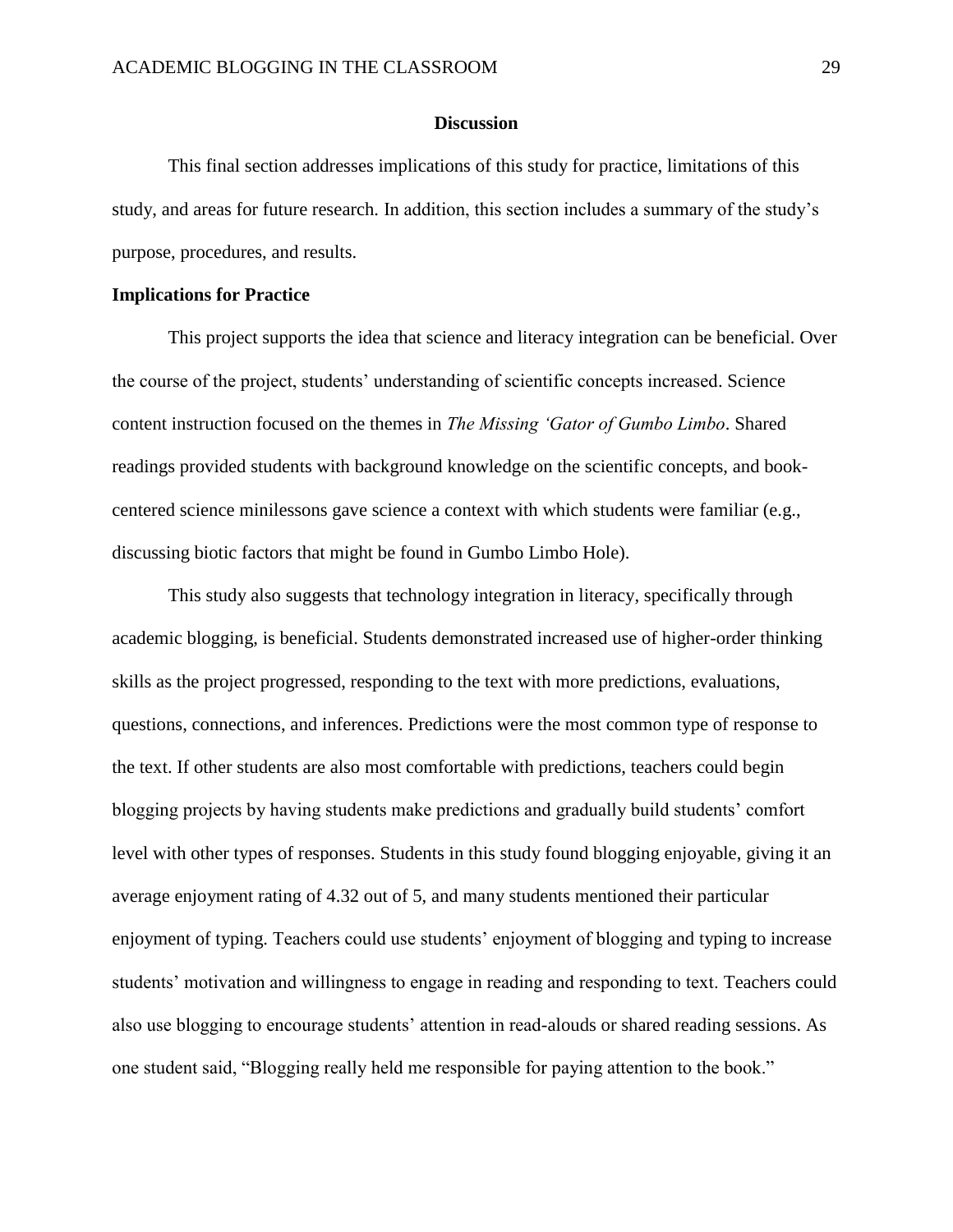## Discussion

This final section addresses implications of this study for practice, limitations of this study, and areas for future research. In addition, this section includes a summary of the study's purpose, procedures, and results.

### Implications for Practice

This project supports the idea that science and literacy integration can be beneficial. Over the course of the project, students' understanding of scientific concepts increased. Science content instruction focused on the themes in *The Missing 'Gator of Gumbo Limbo*. Shared readings provided students with background knowledge on the scientific concepts, and book-centered science minilessons gave science a context with which students were familiar (e.g., discussing biotic factors that might be found in Gumbo Limbo Hole).

This study also suggests that technology integration in literacy, specifically through academic blogging, is beneficial. Students demonstrated increased use of higher-order thinking skills as the project progressed, responding to the text with more predictions, evaluations, questions, connections, and inferences. Predictions were the most common type of response to the text. If other students are also most comfortable with predictions, teachers could begin blogging projects by having students make predictions and gradually build students' comfort level with other types of responses. Students in this study found blogging enjoyable, giving it an average enjoyment rating of 4.32 out of 5, and many students mentioned their particular enjoyment of typing. Teachers could use students' enjoyment of blogging and typing to increase students' motivation and willingness to engage in reading and responding to text. Teachers could also use blogging to encourage students' attention in read-alouds or shared reading sessions. As one student said, "Blogging really held me responsible for paying attention to the book."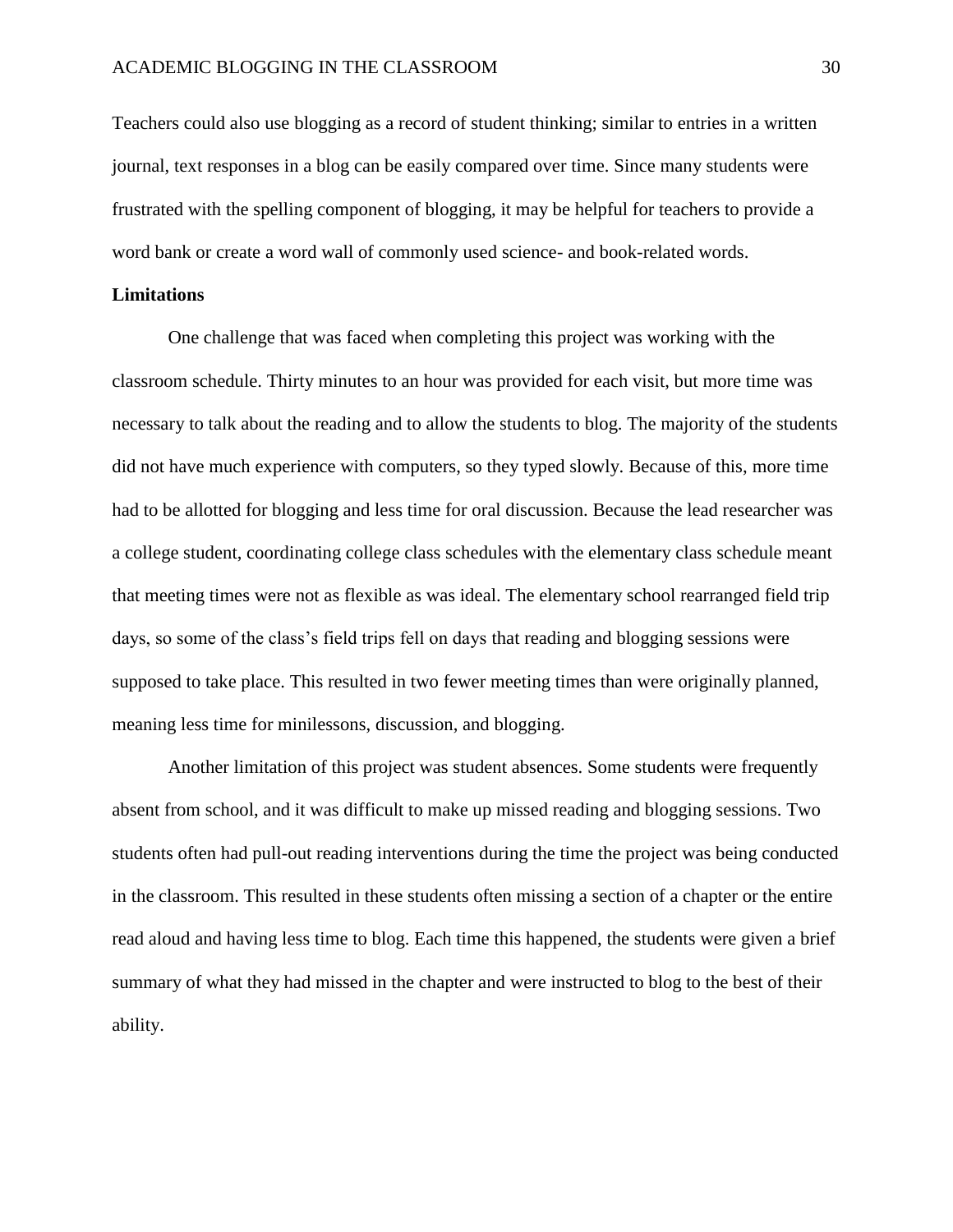Teachers could also use blogging as a record of student thinking; similar to entries in a written journal, text responses in a blog can be easily compared over time. Since many students were frustrated with the spelling component of blogging, it may be helpful for teachers to provide a word bank or create a word wall of commonly used science- and book-related words.

**Limitations**

One challenge that was faced when completing this project was working with the classroom schedule. Thirty minutes to an hour was provided for each visit, but more time was necessary to talk about the reading and to allow the students to blog. The majority of the students did not have much experience with computers, so they typed slowly. Because of this, more time had to be allotted for blogging and less time for oral discussion. Because the lead researcher was a college student, coordinating college class schedules with the elementary class schedule meant that meeting times were not as flexible as was ideal. The elementary school rearranged field trip days, so some of the class's field trips fell on days that reading and blogging sessions were supposed to take place. This resulted in two fewer meeting times than were originally planned, meaning less time for minilessons, discussion, and blogging.

Another limitation of this project was student absences. Some students were frequently absent from school, and it was difficult to make up missed reading and blogging sessions. Two students often had pull-out reading interventions during the time the project was being conducted in the classroom. This resulted in these students often missing a section of a chapter or the entire read aloud and having less time to blog. Each time this happened, the students were given a brief summary of what they had missed in the chapter and were instructed to blog to the best of their ability.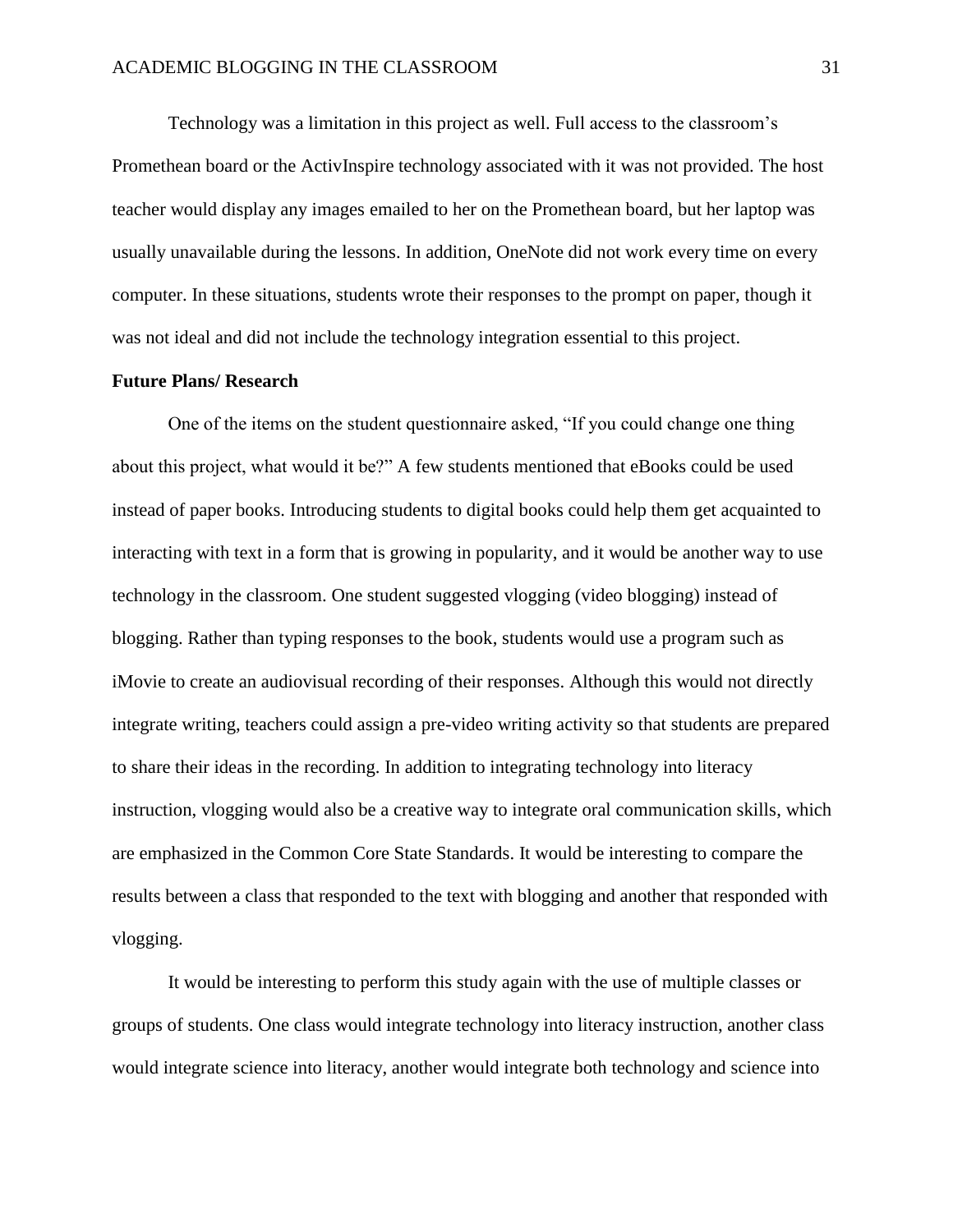Technology was a limitation in this project as well. Full access to the classroom's Promethean board or the ActivInspire technology associated with it was not provided. The host teacher would display any images emailed to her on the Promethean board, but her laptop was usually unavailable during the lessons. In addition, OneNote did not work every time on every computer. In these situations, students wrote their responses to the prompt on paper, though it was not ideal and did not include the technology integration essential to this project.

**Future Plans/ Research**

One of the items on the student questionnaire asked, "If you could change one thing about this project, what would it be?" A few students mentioned that eBooks could be used instead of paper books. Introducing students to digital books could help them get acquainted to interacting with text in a form that is growing in popularity, and it would be another way to use technology in the classroom. One student suggested vlogging (video blogging) instead of blogging. Rather than typing responses to the book, students would use a program such as iMovie to create an audiovisual recording of their responses. Although this would not directly integrate writing, teachers could assign a pre-video writing activity so that students are prepared to share their ideas in the recording. In addition to integrating technology into literacy instruction, vlogging would also be a creative way to integrate oral communication skills, which are emphasized in the Common Core State Standards. It would be interesting to compare the results between a class that responded to the text with blogging and another that responded with vlogging.

It would be interesting to perform this study again with the use of multiple classes or groups of students. One class would integrate technology into literacy instruction, another class would integrate science into literacy, another would integrate both technology and science into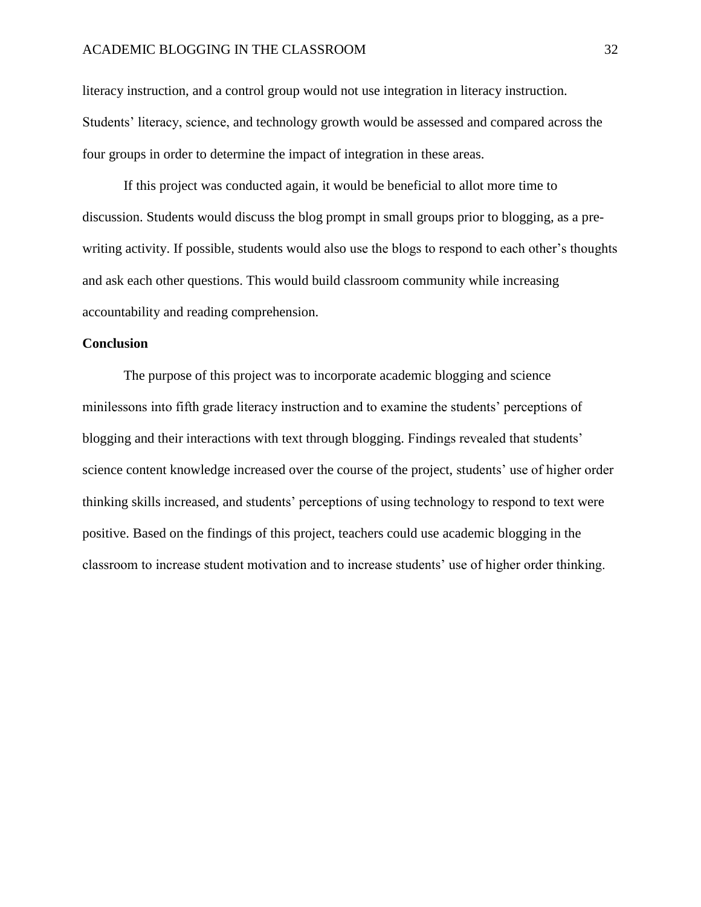literacy instruction, and a control group would not use integration in literacy instruction. Students' literacy, science, and technology growth would be assessed and compared across the four groups in order to determine the impact of integration in these areas.

If this project was conducted again, it would be beneficial to allot more time to discussion. Students would discuss the blog prompt in small groups prior to blogging, as a pre-writing activity. If possible, students would also use the blogs to respond to each other's thoughts and ask each other questions. This would build classroom community while increasing accountability and reading comprehension.

## Conclusion

The purpose of this project was to incorporate academic blogging and science minilessons into fifth grade literacy instruction and to examine the students' perceptions of blogging and their interactions with text through blogging. Findings revealed that students' science content knowledge increased over the course of the project, students' use of higher order thinking skills increased, and students' perceptions of using technology to respond to text were positive. Based on the findings of this project, teachers could use academic blogging in the classroom to increase student motivation and to increase students' use of higher order thinking.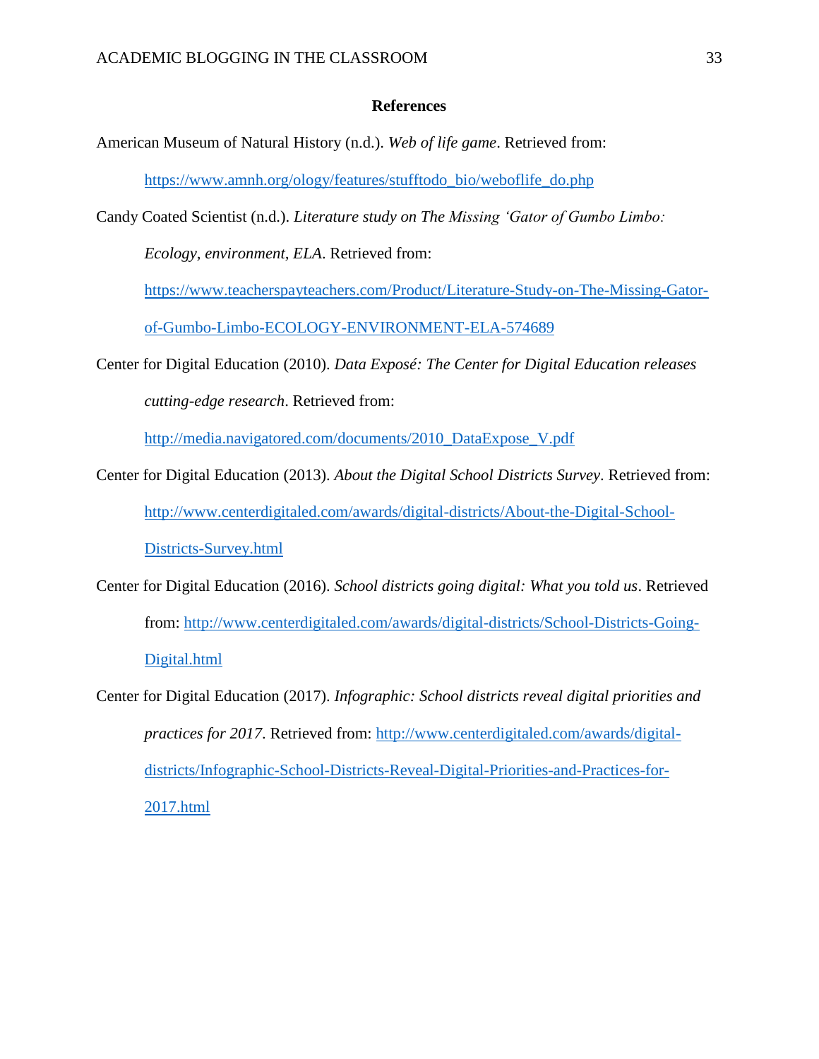## References

American Museum of Natural History (n.d.). *Web of life game*. Retrieved from: https://www.amnh.org/ology/features/stufftodo_bio/weboflife_do.php

Candy Coated Scientist (n.d.). *Literature study on The Missing 'Gator of Gumbo Limbo: Ecology, environment, ELA*. Retrieved from: https://www.teacherspayteachers.com/Product/Literature-Study-on-The-Missing-Gator-of-Gumbo-Limbo-ECOLOGY-ENVIRONMENT-ELA-574689

Center for Digital Education (2010). *Data Exposé: The Center for Digital Education releases cutting-edge research*. Retrieved from: http://media.navigatored.com/documents/2010_DataExpose_V.pdf

Center for Digital Education (2013). *About the Digital School Districts Survey*. Retrieved from: http://www.centerdigitaled.com/awards/digital-districts/About-the-Digital-School-Districts-Survey.html

Center for Digital Education (2016). *School districts going digital: What you told us*. Retrieved from: http://www.centerdigitaled.com/awards/digital-districts/School-Districts-Going-Digital.html

Center for Digital Education (2017). *Infographic: School districts reveal digital priorities and practices for 2017*. Retrieved from: http://www.centerdigitaled.com/awards/digital-districts/Infographic-School-Districts-Reveal-Digital-Priorities-and-Practices-for-2017.html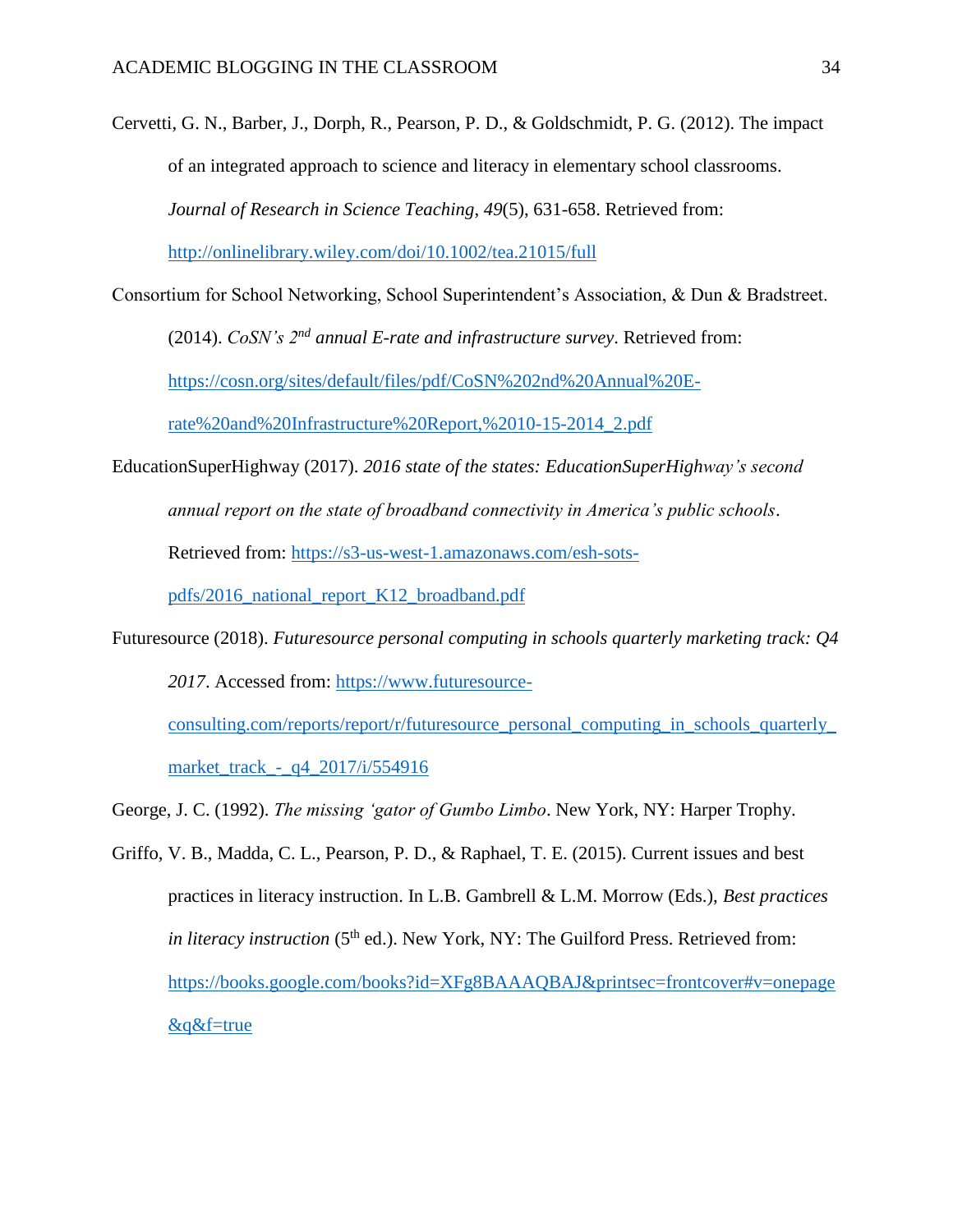Cervetti, G. N., Barber, J., Dorph, R., Pearson, P. D., & Goldschmidt, P. G. (2012). The impact of an integrated approach to science and literacy in elementary school classrooms. *Journal of Research in Science Teaching*, *49*(5), 631-658. Retrieved from: http://onlinelibrary.wiley.com/doi/10.1002/tea.21015/full

Consortium for School Networking, School Superintendent's Association, & Dun & Bradstreet. (2014). *CoSN's 2nd annual E-rate and infrastructure survey*. Retrieved from: https://cosn.org/sites/default/files/pdf/CoSN%202nd%20Annual%20E-rate%20and%20Infrastructure%20Report,%2010-15-2014_2.pdf

EducationSuperHighway (2017). *2016 state of the states: EducationSuperHighway's second annual report on the state of broadband connectivity in America's public schools*. Retrieved from: https://s3-us-west-1.amazonaws.com/esh-sots-pdfs/2016_national_report_K12_broadband.pdf

Futuresource (2018). *Futuresource personal computing in schools quarterly marketing track: Q4 2017*. Accessed from: https://www.futuresource-consulting.com/reports/report/r/futuresource_personal_computing_in_schools_quarterly_market_track_-_q4_2017/i/554916

George, J. C. (1992). *The missing 'gator of Gumbo Limbo*. New York, NY: Harper Trophy.

Griffo, V. B., Madda, C. L., Pearson, P. D., & Raphael, T. E. (2015). Current issues and best practices in literacy instruction. In L.B. Gambrell & L.M. Morrow (Eds.), *Best practices in literacy instruction* (5th ed.). New York, NY: The Guilford Press. Retrieved from: https://books.google.com/books?id=XFg8BAAAQBAJ&printsec=frontcover#v=onepage&q&f=true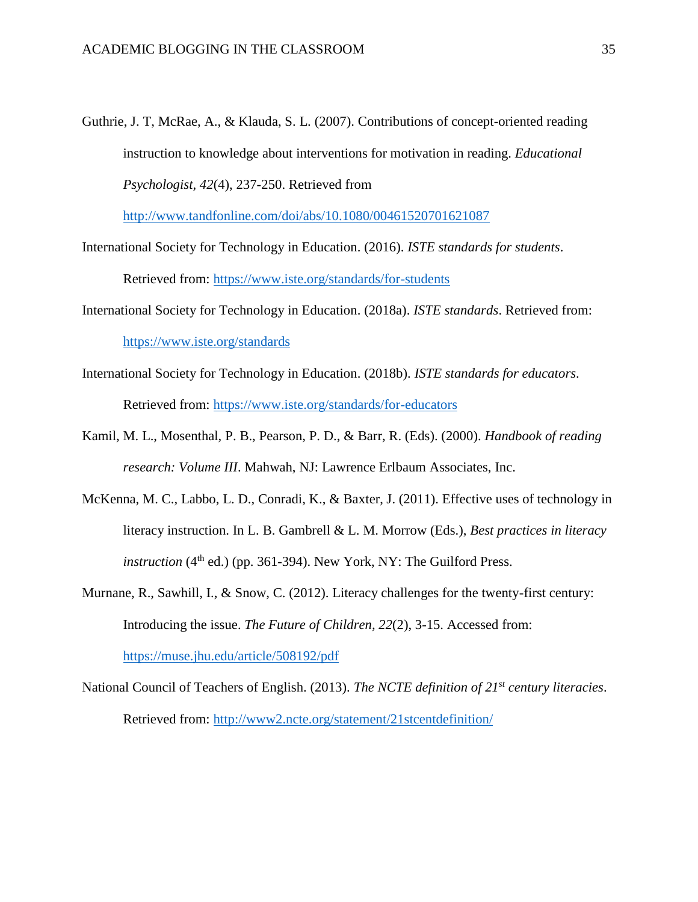Guthrie, J. T, McRae, A., & Klauda, S. L. (2007). Contributions of concept-oriented reading instruction to knowledge about interventions for motivation in reading. *Educational Psychologist*, *42*(4), 237-250. Retrieved from http://www.tandfonline.com/doi/abs/10.1080/00461520701621087

International Society for Technology in Education. (2016). *ISTE standards for students*. Retrieved from: https://www.iste.org/standards/for-students

International Society for Technology in Education. (2018a). *ISTE standards*. Retrieved from: https://www.iste.org/standards

International Society for Technology in Education. (2018b). *ISTE standards for educators*. Retrieved from: https://www.iste.org/standards/for-educators

Kamil, M. L., Mosenthal, P. B., Pearson, P. D., & Barr, R. (Eds). (2000). *Handbook of reading research: Volume III*. Mahwah, NJ: Lawrence Erlbaum Associates, Inc.

McKenna, M. C., Labbo, L. D., Conradi, K., & Baxter, J. (2011). Effective uses of technology in literacy instruction. In L. B. Gambrell & L. M. Morrow (Eds.), *Best practices in literacy instruction* (4th ed.) (pp. 361-394). New York, NY: The Guilford Press.

Murnane, R., Sawhill, I., & Snow, C. (2012). Literacy challenges for the twenty-first century: Introducing the issue. *The Future of Children*, *22*(2), 3-15. Accessed from: https://muse.jhu.edu/article/508192/pdf

National Council of Teachers of English. (2013). *The NCTE definition of 21st century literacies*. Retrieved from: http://www2.ncte.org/statement/21stcentdefinition/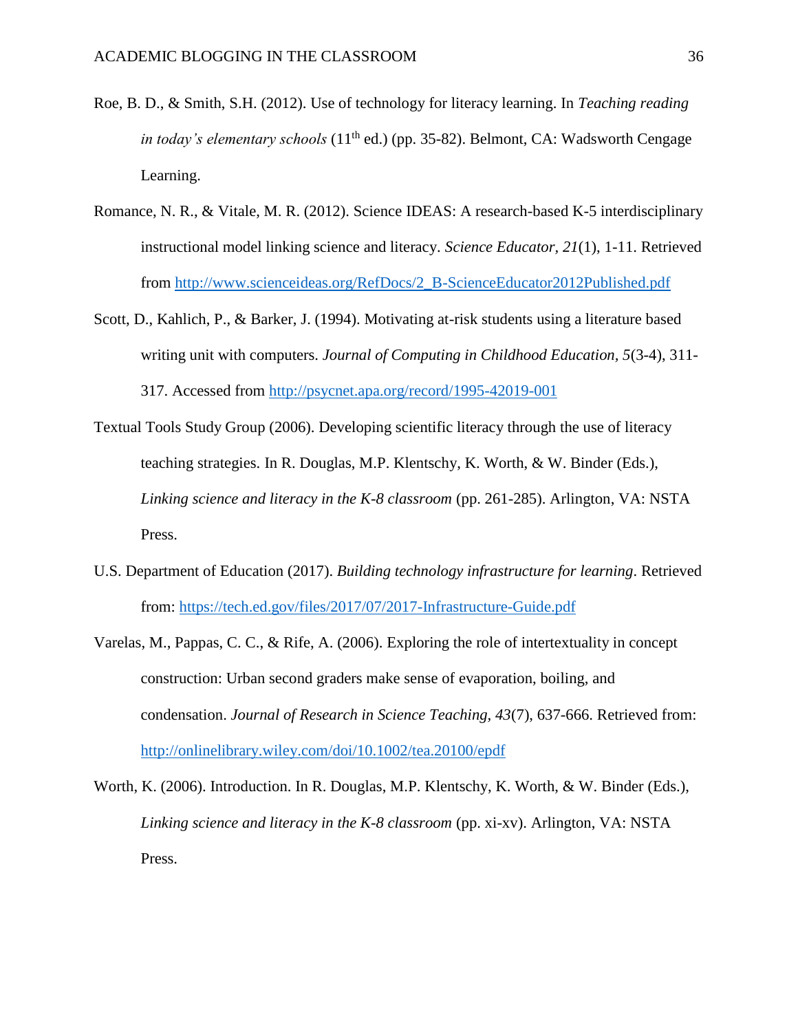Roe, B. D., & Smith, S.H. (2012). Use of technology for literacy learning. In *Teaching reading in today's elementary schools* (11th ed.) (pp. 35-82). Belmont, CA: Wadsworth Cengage Learning.

Romance, N. R., & Vitale, M. R. (2012). Science IDEAS: A research-based K-5 interdisciplinary instructional model linking science and literacy. *Science Educator, 21*(1), 1-11. Retrieved from http://www.scienceideas.org/RefDocs/2_B-ScienceEducator2012Published.pdf

Scott, D., Kahlich, P., & Barker, J. (1994). Motivating at-risk students using a literature based writing unit with computers. *Journal of Computing in Childhood Education, 5*(3-4), 311-317. Accessed from http://psycnet.apa.org/record/1995-42019-001

Textual Tools Study Group (2006). Developing scientific literacy through the use of literacy teaching strategies. In R. Douglas, M.P. Klentschy, K. Worth, & W. Binder (Eds.), *Linking science and literacy in the K-8 classroom* (pp. 261-285). Arlington, VA: NSTA Press.

U.S. Department of Education (2017). *Building technology infrastructure for learning*. Retrieved from: https://tech.ed.gov/files/2017/07/2017-Infrastructure-Guide.pdf

Varelas, M., Pappas, C. C., & Rife, A. (2006). Exploring the role of intertextuality in concept construction: Urban second graders make sense of evaporation, boiling, and condensation. *Journal of Research in Science Teaching, 43*(7), 637-666. Retrieved from: http://onlinelibrary.wiley.com/doi/10.1002/tea.20100/epdf

Worth, K. (2006). Introduction. In R. Douglas, M.P. Klentschy, K. Worth, & W. Binder (Eds.), *Linking science and literacy in the K-8 classroom* (pp. xi-xv). Arlington, VA: NSTA Press.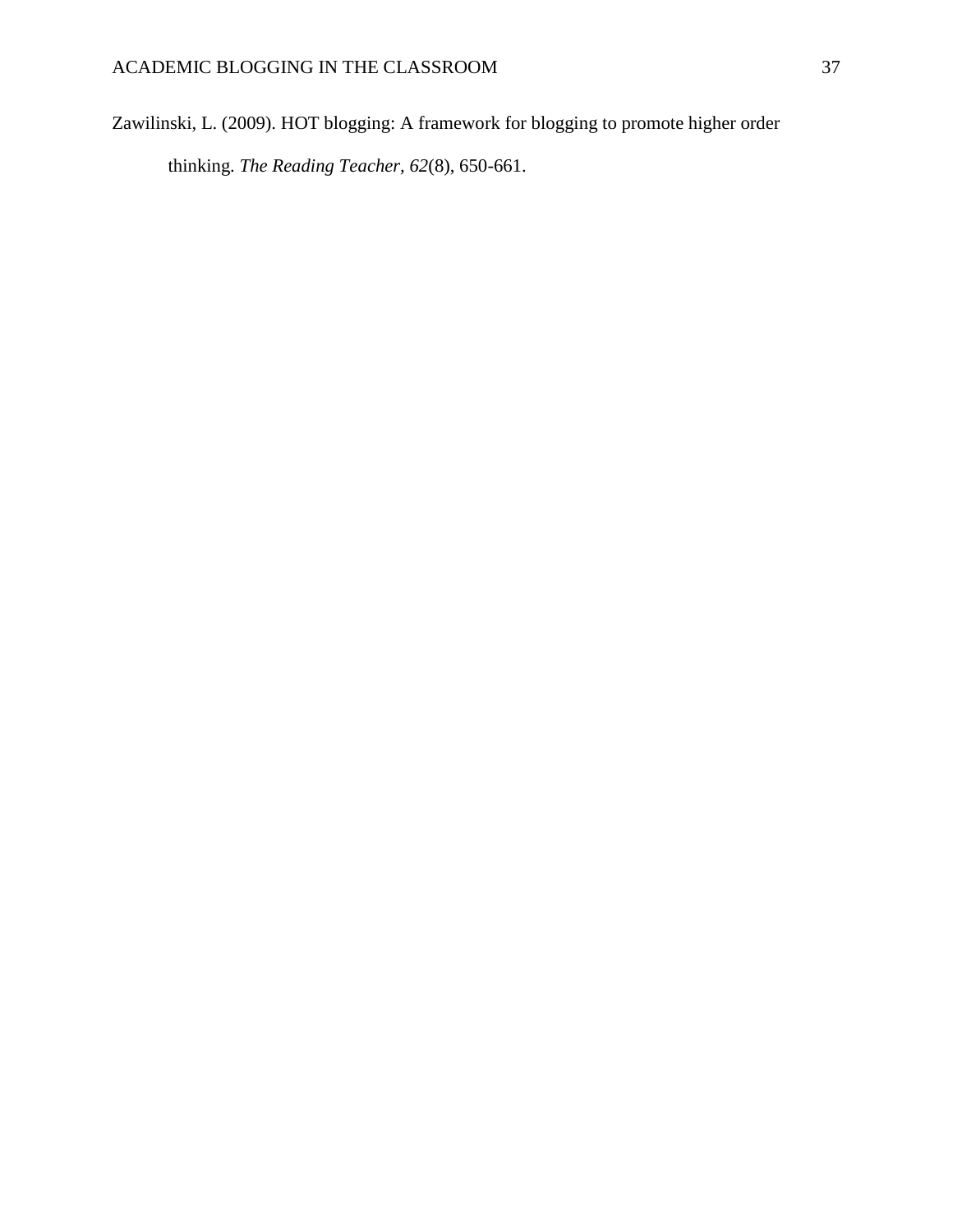Zawilinski, L. (2009). HOT blogging: A framework for blogging to promote higher order thinking. *The Reading Teacher*, *62*(8), 650-661.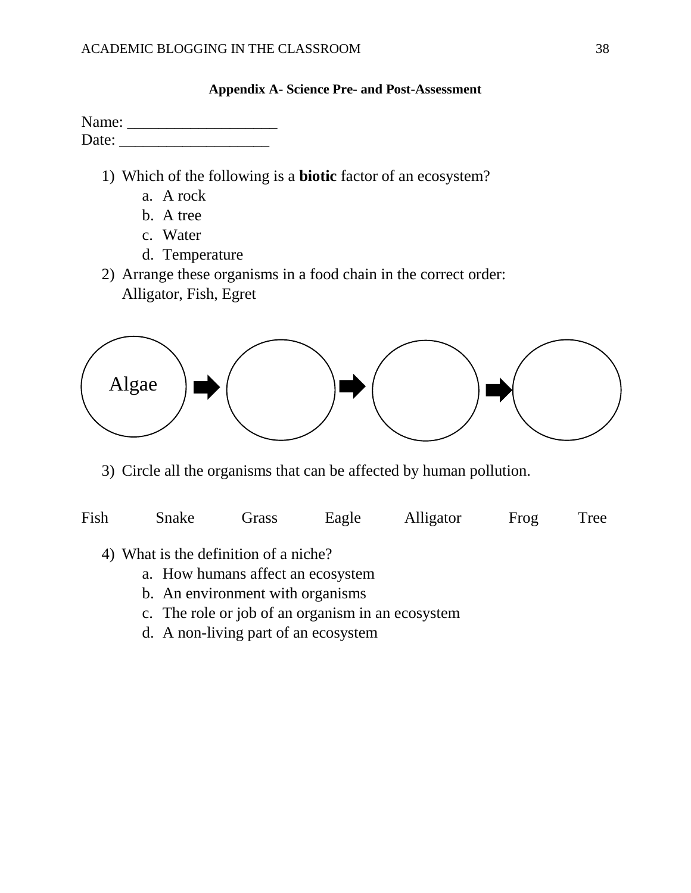**Appendix A- Science Pre- and Post-Assessment**

Name: ___________________
Date: ___________________

1) Which of the following is a **biotic** factor of an ecosystem?
   a. A rock
   b. A tree
   c. Water
   d. Temperature
2) Arrange these organisms in a food chain in the correct order:
   Alligator, Fish, Egret

Algae ➡ ______ ➡ ______ ➡ ______

3) Circle all the organisms that can be affected by human pollution.

Fish Snake Grass Eagle Alligator Frog Tree

4) What is the definition of a niche?
   a. How humans affect an ecosystem
   b. An environment with organisms
   c. The role or job of an organism in an ecosystem
   d. A non-living part of an ecosystem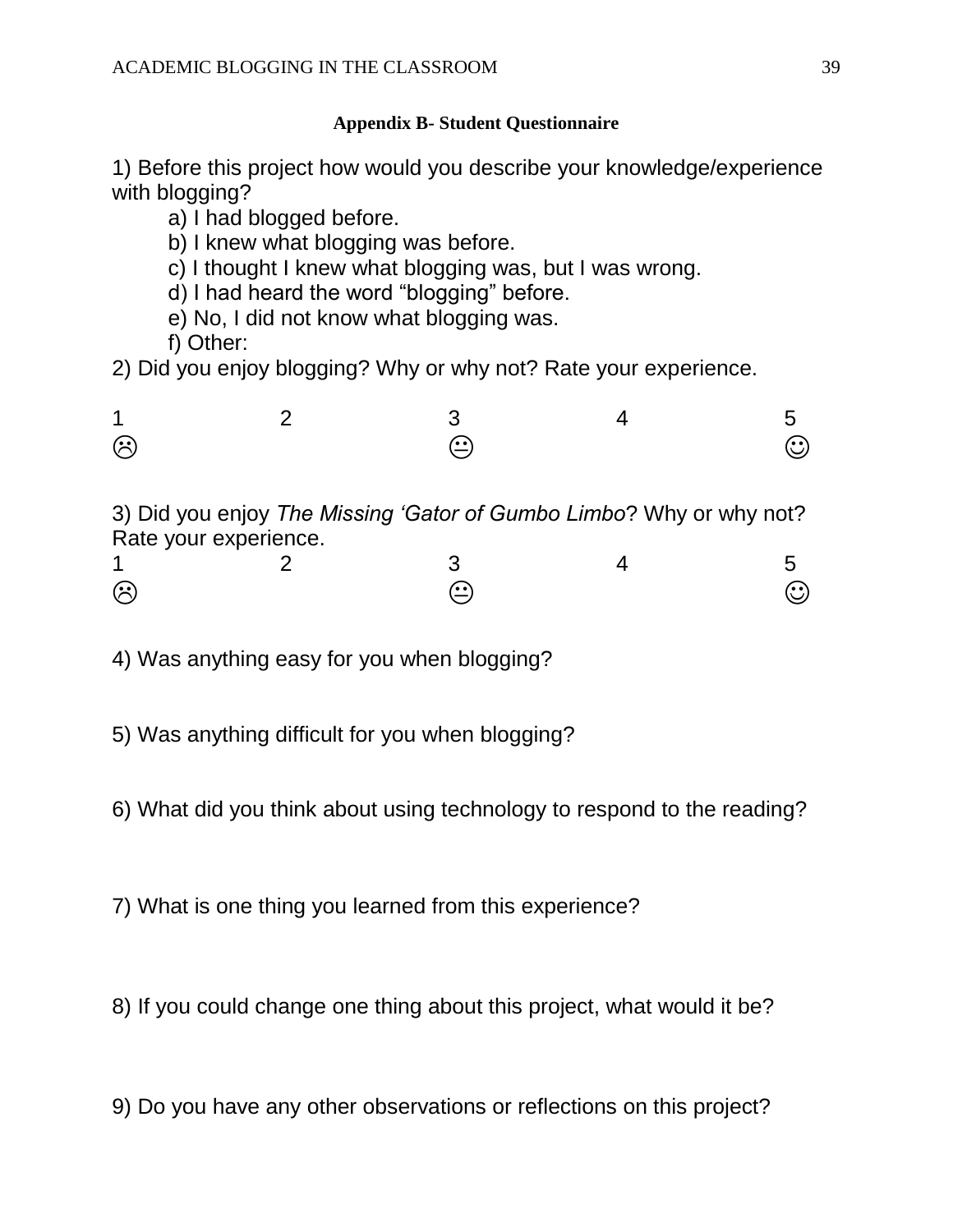**Appendix B- Student Questionnaire**

1) Before this project how would you describe your knowledge/experience with blogging?

   a) I had blogged before.
   b) I knew what blogging was before.
   c) I thought I knew what blogging was, but I was wrong.
   d) I had heard the word “blogging” before.
   e) No, I did not know what blogging was.
   f) Other:

2) Did you enjoy blogging? Why or why not? Rate your experience.

| | | | | |
|---|---|---|---|---|
| 1 | 2 | 3 | 4 | 5 |
| ☹ | | 😐 | | ☺ |

3) Did you enjoy *The Missing ‘Gator of Gumbo Limbo*? Why or why not? Rate your experience.

| | | | | |
|---|---|---|---|---|
| 1 | 2 | 3 | 4 | 5 |
| ☹ | | 😐 | | ☺ |

4) Was anything easy for you when blogging?

5) Was anything difficult for you when blogging?

6) What did you think about using technology to respond to the reading?

7) What is one thing you learned from this experience?

8) If you could change one thing about this project, what would it be?

9) Do you have any other observations or reflections on this project?